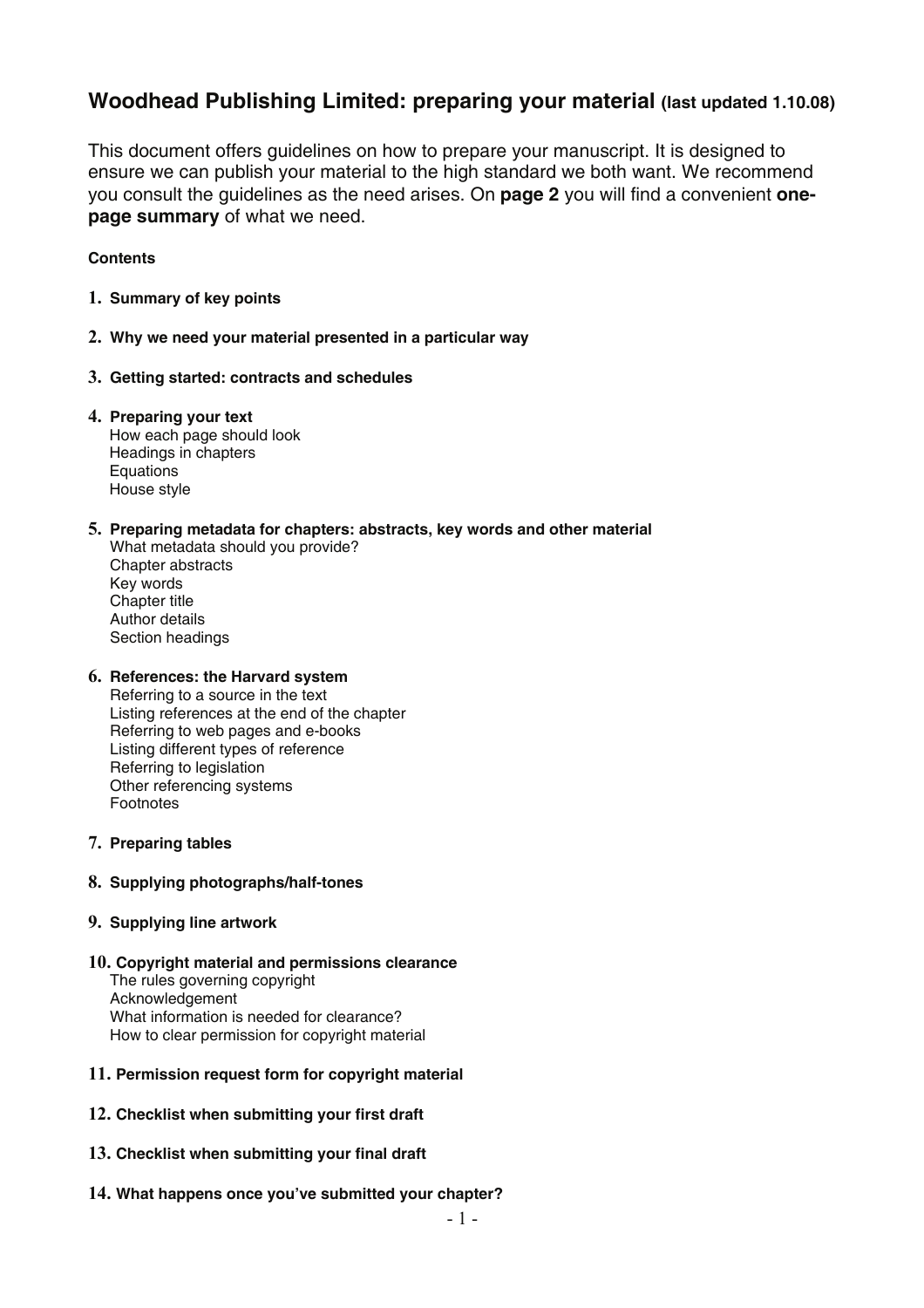# Woodhead Publishing Limited: preparing your material (last updated 1.10.08)

This document offers guidelines on how to prepare your manuscript. It is designed to ensure we can publish your material to the high standard we both want. We recommend you consult the guidelines as the need arises. On **page 2** you will find a convenient **one-page summary** of what we need.

**Contents**

1. **Summary of key points**

2. **Why we need your material presented in a particular way**

3. **Getting started: contracts and schedules**

4. **Preparing your text**
   How each page should look
   Headings in chapters
   Equations
   House style

5. **Preparing metadata for chapters: abstracts, key words and other material**
   What metadata should you provide?
   Chapter abstracts
   Key words
   Chapter title
   Author details
   Section headings

6. **References: the Harvard system**
   Referring to a source in the text
   Listing references at the end of the chapter
   Referring to web pages and e-books
   Listing different types of reference
   Referring to legislation
   Other referencing systems
   Footnotes

7. **Preparing tables**

8. **Supplying photographs/half-tones**

9. **Supplying line artwork**

10. **Copyright material and permissions clearance**
    The rules governing copyright
    Acknowledgement
    What information is needed for clearance?
    How to clear permission for copyright material

11. **Permission request form for copyright material**

12. **Checklist when submitting your first draft**

13. **Checklist when submitting your final draft**

14. **What happens once you've submitted your chapter?**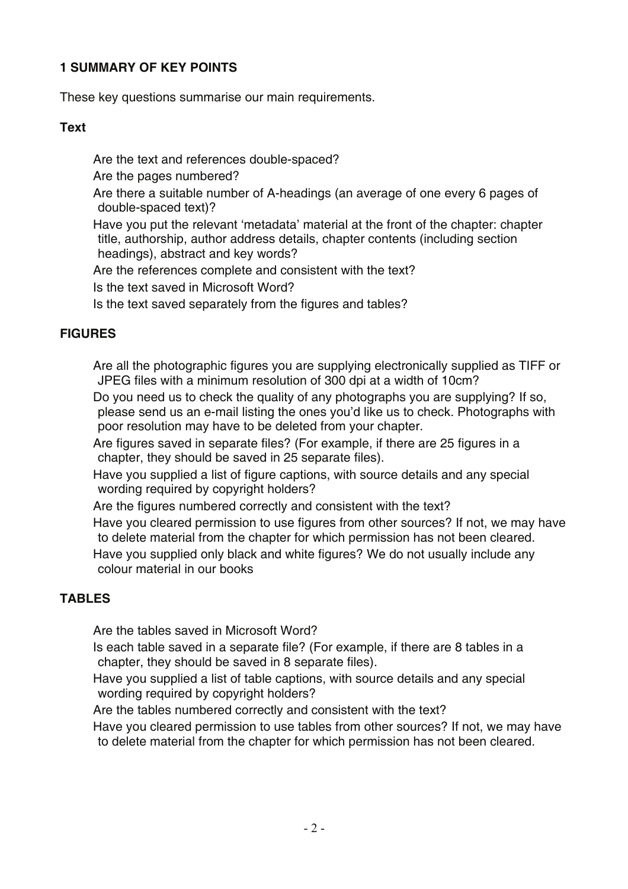# 1 SUMMARY OF KEY POINTS

These key questions summarise our main requirements.

## Text

- Are the text and references double-spaced?
- Are the pages numbered?
- Are there a suitable number of A-headings (an average of one every 6 pages of double-spaced text)?
- Have you put the relevant 'metadata' material at the front of the chapter: chapter title, authorship, author address details, chapter contents (including section headings), abstract and key words?
- Are the references complete and consistent with the text?
- Is the text saved in Microsoft Word?
- Is the text saved separately from the figures and tables?

## FIGURES

- Are all the photographic figures you are supplying electronically supplied as TIFF or JPEG files with a minimum resolution of 300 dpi at a width of 10cm?
- Do you need us to check the quality of any photographs you are supplying? If so, please send us an e-mail listing the ones you'd like us to check. Photographs with poor resolution may have to be deleted from your chapter.
- Are figures saved in separate files? (For example, if there are 25 figures in a chapter, they should be saved in 25 separate files).
- Have you supplied a list of figure captions, with source details and any special wording required by copyright holders?
- Are the figures numbered correctly and consistent with the text?
- Have you cleared permission to use figures from other sources? If not, we may have to delete material from the chapter for which permission has not been cleared.
- Have you supplied only black and white figures? We do not usually include any colour material in our books

## TABLES

- Are the tables saved in Microsoft Word?
- Is each table saved in a separate file? (For example, if there are 8 tables in a chapter, they should be saved in 8 separate files).
- Have you supplied a list of table captions, with source details and any special wording required by copyright holders?
- Are the tables numbered correctly and consistent with the text?
- Have you cleared permission to use tables from other sources? If not, we may have to delete material from the chapter for which permission has not been cleared.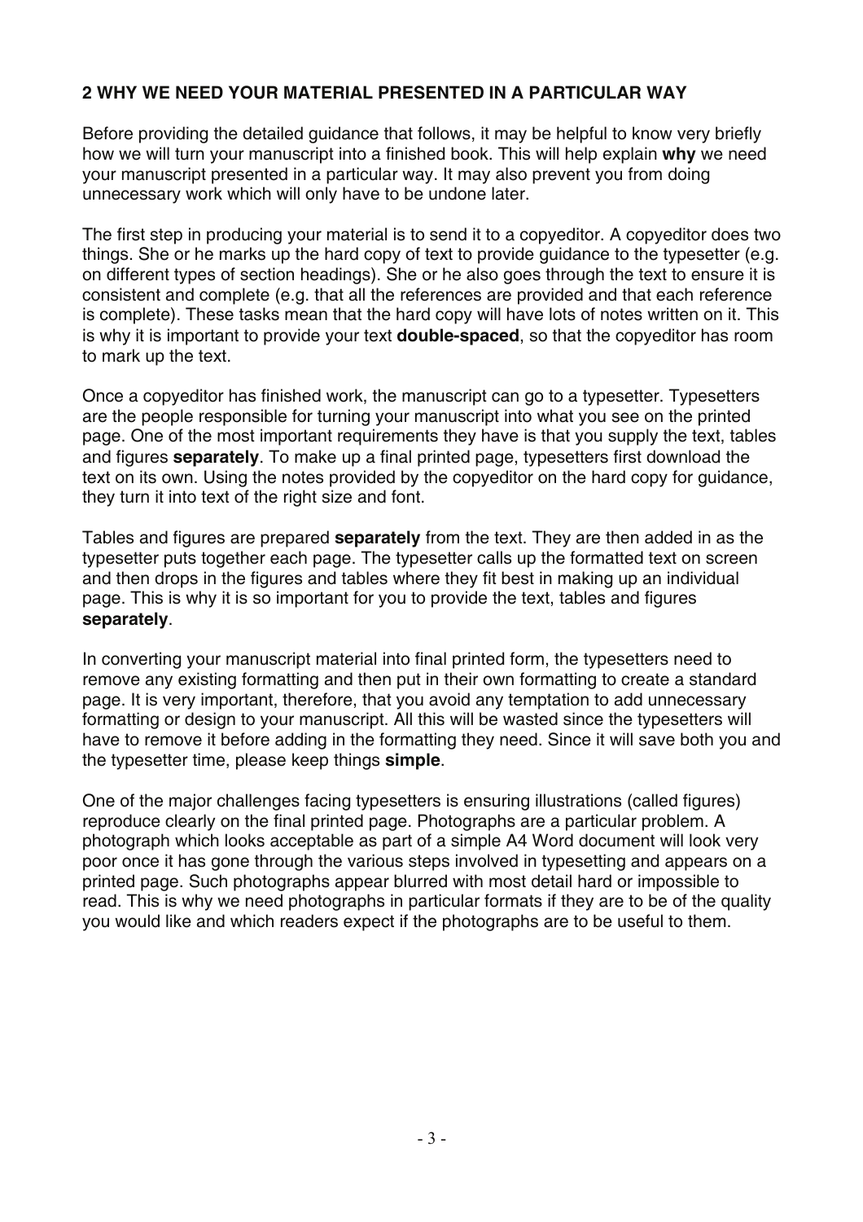## 2 WHY WE NEED YOUR MATERIAL PRESENTED IN A PARTICULAR WAY

Before providing the detailed guidance that follows, it may be helpful to know very briefly how we will turn your manuscript into a finished book. This will help explain **why** we need your manuscript presented in a particular way. It may also prevent you from doing unnecessary work which will only have to be undone later.

The first step in producing your material is to send it to a copyeditor. A copyeditor does two things. She or he marks up the hard copy of text to provide guidance to the typesetter (e.g. on different types of section headings). She or he also goes through the text to ensure it is consistent and complete (e.g. that all the references are provided and that each reference is complete). These tasks mean that the hard copy will have lots of notes written on it. This is why it is important to provide your text **double-spaced**, so that the copyeditor has room to mark up the text.

Once a copyeditor has finished work, the manuscript can go to a typesetter. Typesetters are the people responsible for turning your manuscript into what you see on the printed page. One of the most important requirements they have is that you supply the text, tables and figures **separately**. To make up a final printed page, typesetters first download the text on its own. Using the notes provided by the copyeditor on the hard copy for guidance, they turn it into text of the right size and font.

Tables and figures are prepared **separately** from the text. They are then added in as the typesetter puts together each page. The typesetter calls up the formatted text on screen and then drops in the figures and tables where they fit best in making up an individual page. This is why it is so important for you to provide the text, tables and figures **separately**.

In converting your manuscript material into final printed form, the typesetters need to remove any existing formatting and then put in their own formatting to create a standard page. It is very important, therefore, that you avoid any temptation to add unnecessary formatting or design to your manuscript. All this will be wasted since the typesetters will have to remove it before adding in the formatting they need. Since it will save both you and the typesetter time, please keep things **simple**.

One of the major challenges facing typesetters is ensuring illustrations (called figures) reproduce clearly on the final printed page. Photographs are a particular problem. A photograph which looks acceptable as part of a simple A4 Word document will look very poor once it has gone through the various steps involved in typesetting and appears on a printed page. Such photographs appear blurred with most detail hard or impossible to read. This is why we need photographs in particular formats if they are to be of the quality you would like and which readers expect if the photographs are to be useful to them.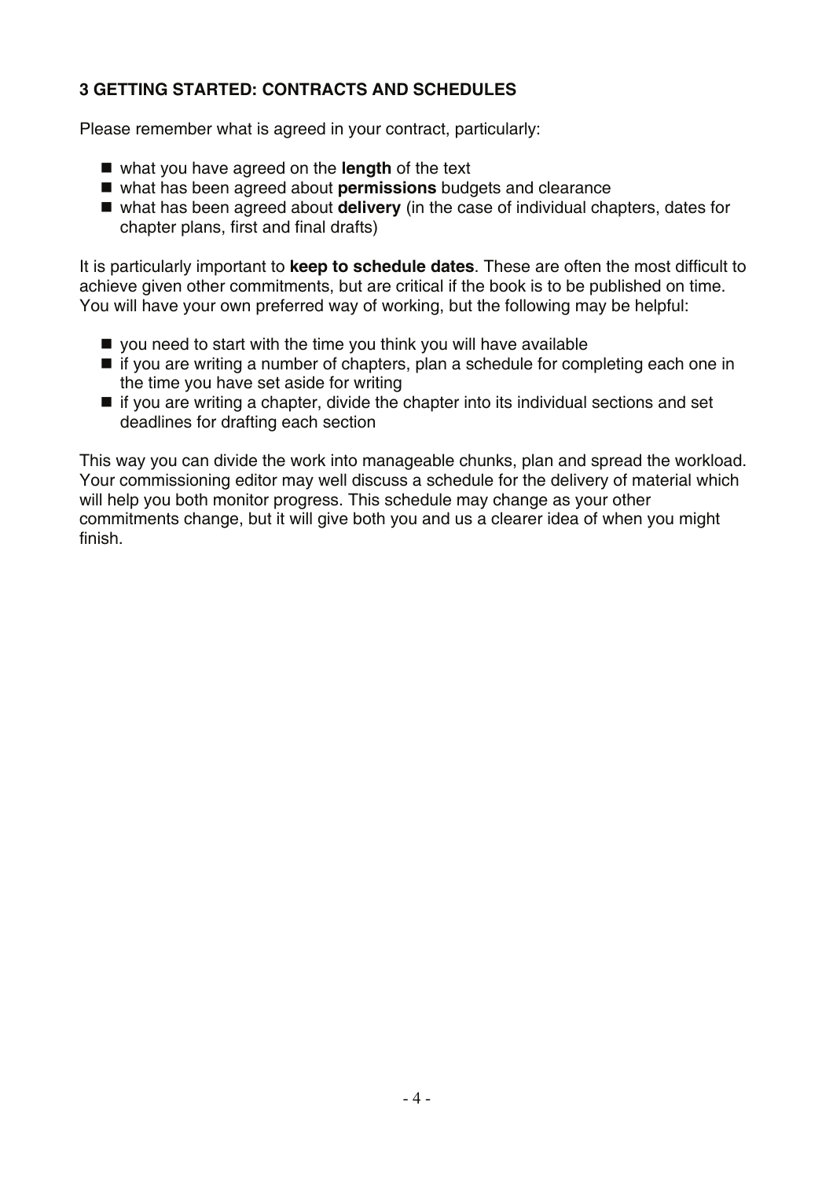## 3 GETTING STARTED: CONTRACTS AND SCHEDULES

Please remember what is agreed in your contract, particularly:

- what you have agreed on the **length** of the text
- what has been agreed about **permissions** budgets and clearance
- what has been agreed about **delivery** (in the case of individual chapters, dates for chapter plans, first and final drafts)

It is particularly important to **keep to schedule dates**. These are often the most difficult to achieve given other commitments, but are critical if the book is to be published on time. You will have your own preferred way of working, but the following may be helpful:

- you need to start with the time you think you will have available
- if you are writing a number of chapters, plan a schedule for completing each one in the time you have set aside for writing
- if you are writing a chapter, divide the chapter into its individual sections and set deadlines for drafting each section

This way you can divide the work into manageable chunks, plan and spread the workload. Your commissioning editor may well discuss a schedule for the delivery of material which will help you both monitor progress. This schedule may change as your other commitments change, but it will give both you and us a clearer idea of when you might finish.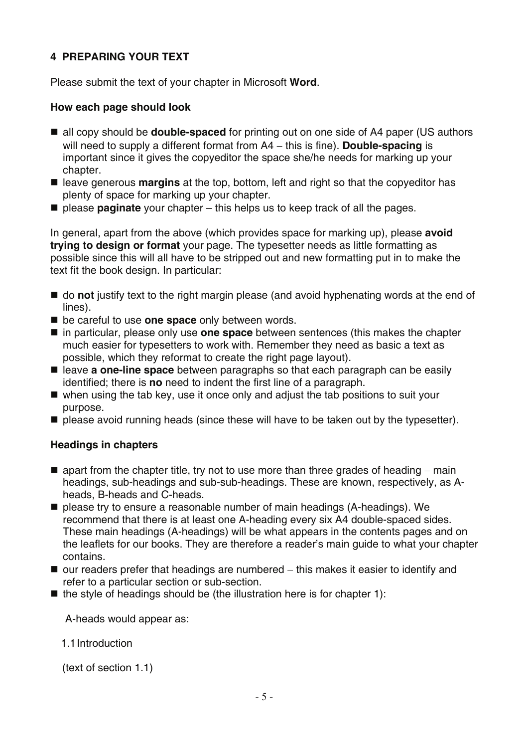## 4 PREPARING YOUR TEXT

Please submit the text of your chapter in Microsoft **Word**.

### How each page should look

- all copy should be **double-spaced** for printing out on one side of A4 paper (US authors will need to supply a different format from A4 – this is fine). **Double-spacing** is important since it gives the copyeditor the space she/he needs for marking up your chapter.
- leave generous **margins** at the top, bottom, left and right so that the copyeditor has plenty of space for marking up your chapter.
- please **paginate** your chapter – this helps us to keep track of all the pages.

In general, apart from the above (which provides space for marking up), please **avoid trying to design or format** your page. The typesetter needs as little formatting as possible since this will all have to be stripped out and new formatting put in to make the text fit the book design. In particular:

- do **not** justify text to the right margin please (and avoid hyphenating words at the end of lines).
- be careful to use **one space** only between words.
- in particular, please only use **one space** between sentences (this makes the chapter much easier for typesetters to work with. Remember they need as basic a text as possible, which they reformat to create the right page layout).
- leave **a one-line space** between paragraphs so that each paragraph can be easily identified; there is **no** need to indent the first line of a paragraph.
- when using the tab key, use it once only and adjust the tab positions to suit your purpose.
- please avoid running heads (since these will have to be taken out by the typesetter).

### Headings in chapters

- apart from the chapter title, try not to use more than three grades of heading – main headings, sub-headings and sub-sub-headings. These are known, respectively, as A-heads, B-heads and C-heads.
- please try to ensure a reasonable number of main headings (A-headings). We recommend that there is at least one A-heading every six A4 double-spaced sides. These main headings (A-headings) will be what appears in the contents pages and on the leaflets for our books. They are therefore a reader's main guide to what your chapter contains.
- our readers prefer that headings are numbered – this makes it easier to identify and refer to a particular section or sub-section.
- the style of headings should be (the illustration here is for chapter 1):

  A-heads would appear as:

  1.1 Introduction

  (text of section 1.1)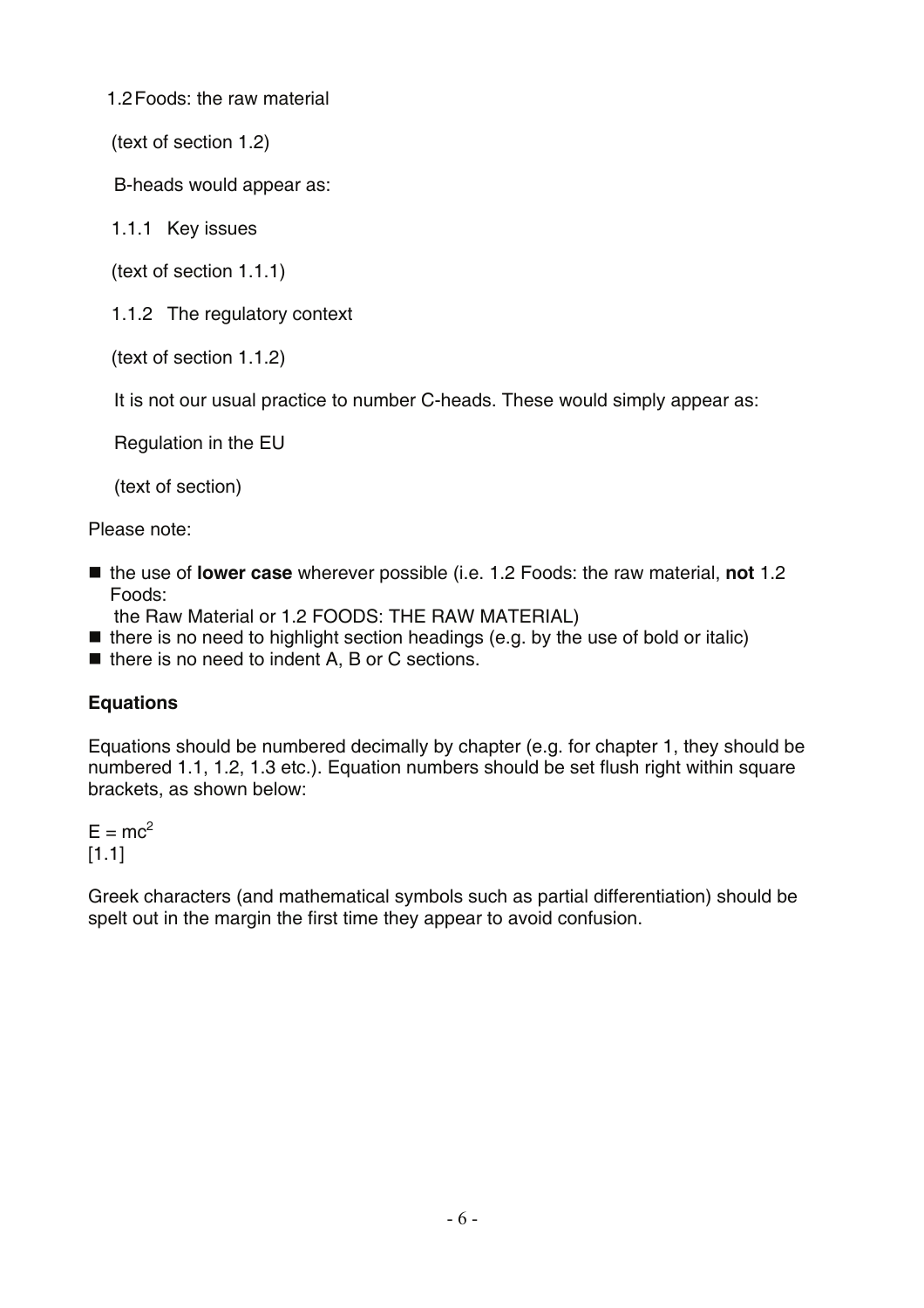1.2 Foods: the raw material

(text of section 1.2)

B-heads would appear as:

1.1.1 Key issues

(text of section 1.1.1)

1.1.2 The regulatory context

(text of section 1.1.2)

It is not our usual practice to number C-heads. These would simply appear as:

Regulation in the EU

(text of section)

Please note:

- the use of **lower case** wherever possible (i.e. 1.2 Foods: the raw material, **not** 1.2 Foods: the Raw Material or 1.2 FOODS: THE RAW MATERIAL)
- there is no need to highlight section headings (e.g. by the use of bold or italic)
- there is no need to indent A, B or C sections.

**Equations**

Equations should be numbered decimally by chapter (e.g. for chapter 1, they should be numbered 1.1, 1.2, 1.3 etc.). Equation numbers should be set flush right within square brackets, as shown below:

$E = mc^2$
[1.1]

Greek characters (and mathematical symbols such as partial differentiation) should be spelt out in the margin the first time they appear to avoid confusion.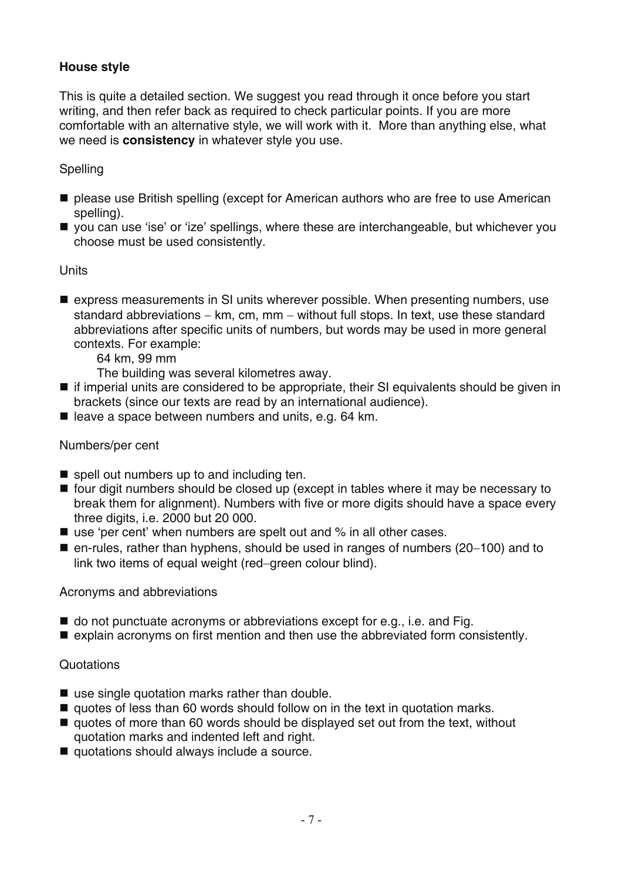**House style**

This is quite a detailed section. We suggest you read through it once before you start writing, and then refer back as required to check particular points. If you are more comfortable with an alternative style, we will work with it. More than anything else, what we need is **consistency** in whatever style you use.

Spelling

- please use British spelling (except for American authors who are free to use American spelling).
- you can use 'ise' or 'ize' spellings, where these are interchangeable, but whichever you choose must be used consistently.

Units

- express measurements in SI units wherever possible. When presenting numbers, use standard abbreviations – km, cm, mm – without full stops. In text, use these standard abbreviations after specific units of numbers, but words may be used in more general contexts. For example:

  64 km, 99 mm

  The building was several kilometres away.
- if imperial units are considered to be appropriate, their SI equivalents should be given in brackets (since our texts are read by an international audience).
- leave a space between numbers and units, e.g. 64 km.

Numbers/per cent

- spell out numbers up to and including ten.
- four digit numbers should be closed up (except in tables where it may be necessary to break them for alignment). Numbers with five or more digits should have a space every three digits, i.e. 2000 but 20 000.
- use 'per cent' when numbers are spelt out and % in all other cases.
- en-rules, rather than hyphens, should be used in ranges of numbers (20–100) and to link two items of equal weight (red–green colour blind).

Acronyms and abbreviations

- do not punctuate acronyms or abbreviations except for e.g., i.e. and Fig.
- explain acronyms on first mention and then use the abbreviated form consistently.

Quotations

- use single quotation marks rather than double.
- quotes of less than 60 words should follow on in the text in quotation marks.
- quotes of more than 60 words should be displayed set out from the text, without quotation marks and indented left and right.
- quotations should always include a source.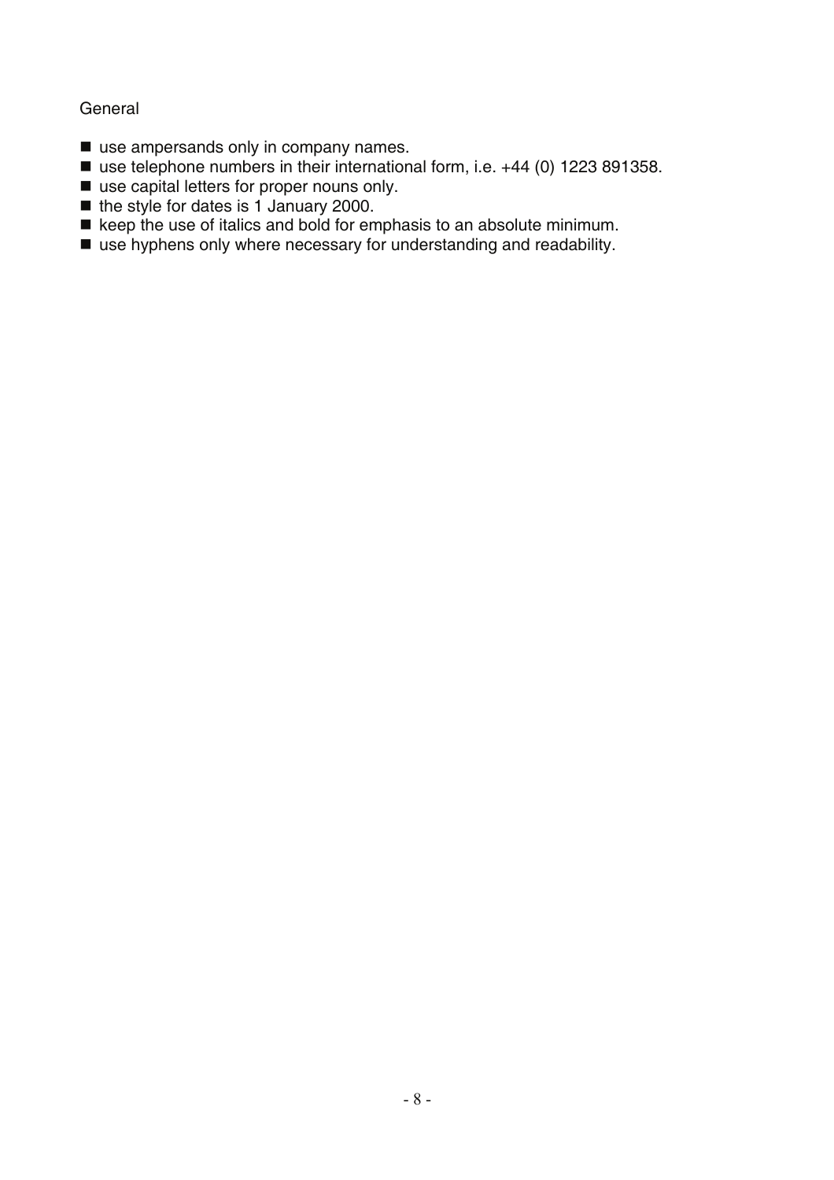General

- use ampersands only in company names.
- use telephone numbers in their international form, i.e. +44 (0) 1223 891358.
- use capital letters for proper nouns only.
- the style for dates is 1 January 2000.
- keep the use of italics and bold for emphasis to an absolute minimum.
- use hyphens only where necessary for understanding and readability.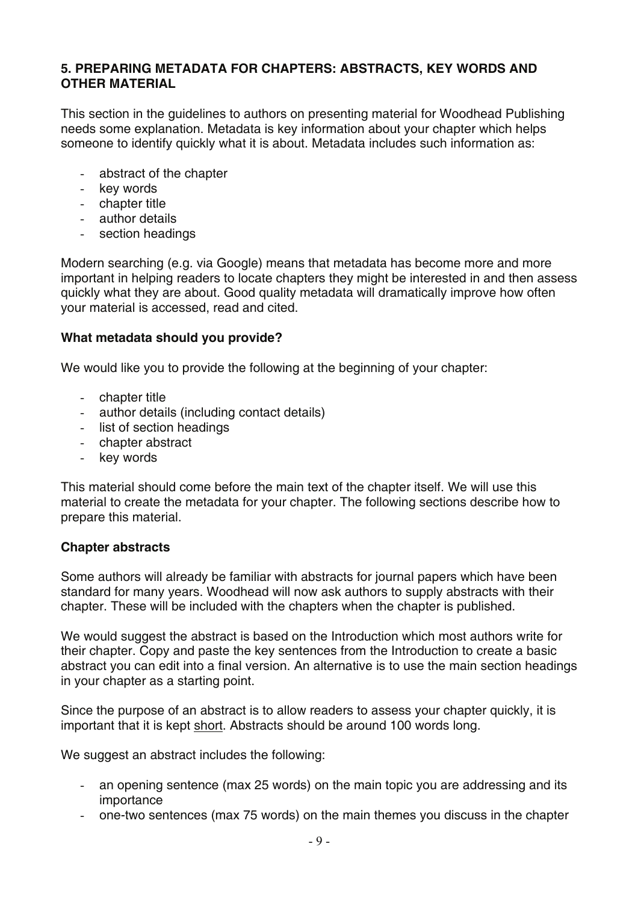## 5. PREPARING METADATA FOR CHAPTERS: ABSTRACTS, KEY WORDS AND OTHER MATERIAL

This section in the guidelines to authors on presenting material for Woodhead Publishing needs some explanation. Metadata is key information about your chapter which helps someone to identify quickly what it is about. Metadata includes such information as:

- abstract of the chapter
- key words
- chapter title
- author details
- section headings

Modern searching (e.g. via Google) means that metadata has become more and more important in helping readers to locate chapters they might be interested in and then assess quickly what they are about. Good quality metadata will dramatically improve how often your material is accessed, read and cited.

### What metadata should you provide?

We would like you to provide the following at the beginning of your chapter:

- chapter title
- author details (including contact details)
- list of section headings
- chapter abstract
- key words

This material should come before the main text of the chapter itself. We will use this material to create the metadata for your chapter. The following sections describe how to prepare this material.

### Chapter abstracts

Some authors will already be familiar with abstracts for journal papers which have been standard for many years. Woodhead will now ask authors to supply abstracts with their chapter. These will be included with the chapters when the chapter is published.

We would suggest the abstract is based on the Introduction which most authors write for their chapter. Copy and paste the key sentences from the Introduction to create a basic abstract you can edit into a final version. An alternative is to use the main section headings in your chapter as a starting point.

Since the purpose of an abstract is to allow readers to assess your chapter quickly, it is important that it is kept <u>short</u>. Abstracts should be around 100 words long.

We suggest an abstract includes the following:

- an opening sentence (max 25 words) on the main topic you are addressing and its importance
- one-two sentences (max 75 words) on the main themes you discuss in the chapter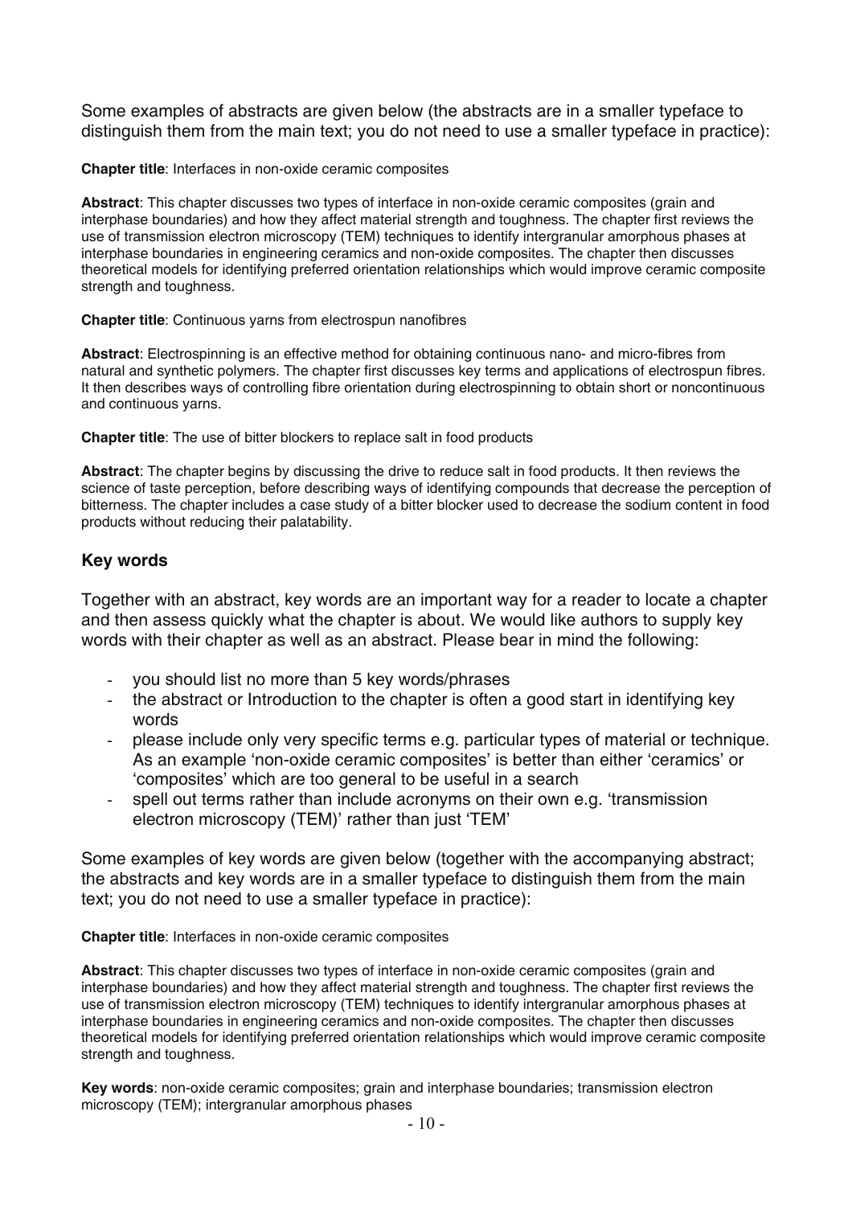Some examples of abstracts are given below (the abstracts are in a smaller typeface to distinguish them from the main text; you do not need to use a smaller typeface in practice):

**Chapter title**: Interfaces in non-oxide ceramic composites

**Abstract**: This chapter discusses two types of interface in non-oxide ceramic composites (grain and interphase boundaries) and how they affect material strength and toughness. The chapter first reviews the use of transmission electron microscopy (TEM) techniques to identify intergranular amorphous phases at interphase boundaries in engineering ceramics and non-oxide composites. The chapter then discusses theoretical models for identifying preferred orientation relationships which would improve ceramic composite strength and toughness.

**Chapter title**: Continuous yarns from electrospun nanofibres

**Abstract**: Electrospinning is an effective method for obtaining continuous nano- and micro-fibres from natural and synthetic polymers. The chapter first discusses key terms and applications of electrospun fibres. It then describes ways of controlling fibre orientation during electrospinning to obtain short or noncontinuous and continuous yarns.

**Chapter title**: The use of bitter blockers to replace salt in food products

**Abstract**: The chapter begins by discussing the drive to reduce salt in food products. It then reviews the science of taste perception, before describing ways of identifying compounds that decrease the perception of bitterness. The chapter includes a case study of a bitter blocker used to decrease the sodium content in food products without reducing their palatability.

## Key words

Together with an abstract, key words are an important way for a reader to locate a chapter and then assess quickly what the chapter is about. We would like authors to supply key words with their chapter as well as an abstract. Please bear in mind the following:

- you should list no more than 5 key words/phrases
- the abstract or Introduction to the chapter is often a good start in identifying key words
- please include only very specific terms e.g. particular types of material or technique. As an example 'non-oxide ceramic composites' is better than either 'ceramics' or 'composites' which are too general to be useful in a search
- spell out terms rather than include acronyms on their own e.g. 'transmission electron microscopy (TEM)' rather than just 'TEM'

Some examples of key words are given below (together with the accompanying abstract; the abstracts and key words are in a smaller typeface to distinguish them from the main text; you do not need to use a smaller typeface in practice):

**Chapter title**: Interfaces in non-oxide ceramic composites

**Abstract**: This chapter discusses two types of interface in non-oxide ceramic composites (grain and interphase boundaries) and how they affect material strength and toughness. The chapter first reviews the use of transmission electron microscopy (TEM) techniques to identify intergranular amorphous phases at interphase boundaries in engineering ceramics and non-oxide composites. The chapter then discusses theoretical models for identifying preferred orientation relationships which would improve ceramic composite strength and toughness.

**Key words**: non-oxide ceramic composites; grain and interphase boundaries; transmission electron microscopy (TEM); intergranular amorphous phases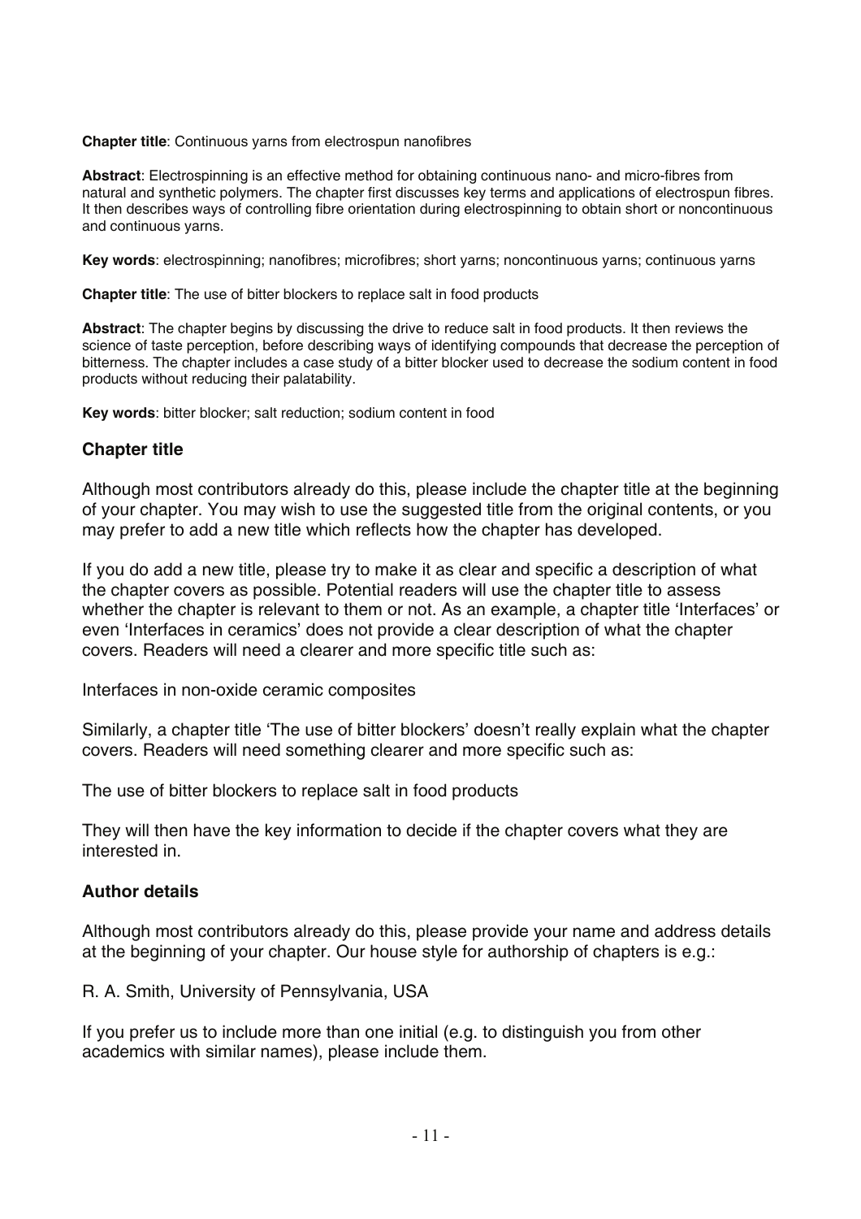**Chapter title**: Continuous yarns from electrospun nanofibres

**Abstract**: Electrospinning is an effective method for obtaining continuous nano- and micro-fibres from natural and synthetic polymers. The chapter first discusses key terms and applications of electrospun fibres. It then describes ways of controlling fibre orientation during electrospinning to obtain short or noncontinuous and continuous yarns.

**Key words**: electrospinning; nanofibres; microfibres; short yarns; noncontinuous yarns; continuous yarns

**Chapter title**: The use of bitter blockers to replace salt in food products

**Abstract**: The chapter begins by discussing the drive to reduce salt in food products. It then reviews the science of taste perception, before describing ways of identifying compounds that decrease the perception of bitterness. The chapter includes a case study of a bitter blocker used to decrease the sodium content in food products without reducing their palatability.

**Key words**: bitter blocker; salt reduction; sodium content in food

## Chapter title

Although most contributors already do this, please include the chapter title at the beginning of your chapter. You may wish to use the suggested title from the original contents, or you may prefer to add a new title which reflects how the chapter has developed.

If you do add a new title, please try to make it as clear and specific a description of what the chapter covers as possible. Potential readers will use the chapter title to assess whether the chapter is relevant to them or not. As an example, a chapter title 'Interfaces' or even 'Interfaces in ceramics' does not provide a clear description of what the chapter covers. Readers will need a clearer and more specific title such as:

Interfaces in non-oxide ceramic composites

Similarly, a chapter title 'The use of bitter blockers' doesn't really explain what the chapter covers. Readers will need something clearer and more specific such as:

The use of bitter blockers to replace salt in food products

They will then have the key information to decide if the chapter covers what they are interested in.

## Author details

Although most contributors already do this, please provide your name and address details at the beginning of your chapter. Our house style for authorship of chapters is e.g.:

R. A. Smith, University of Pennsylvania, USA

If you prefer us to include more than one initial (e.g. to distinguish you from other academics with similar names), please include them.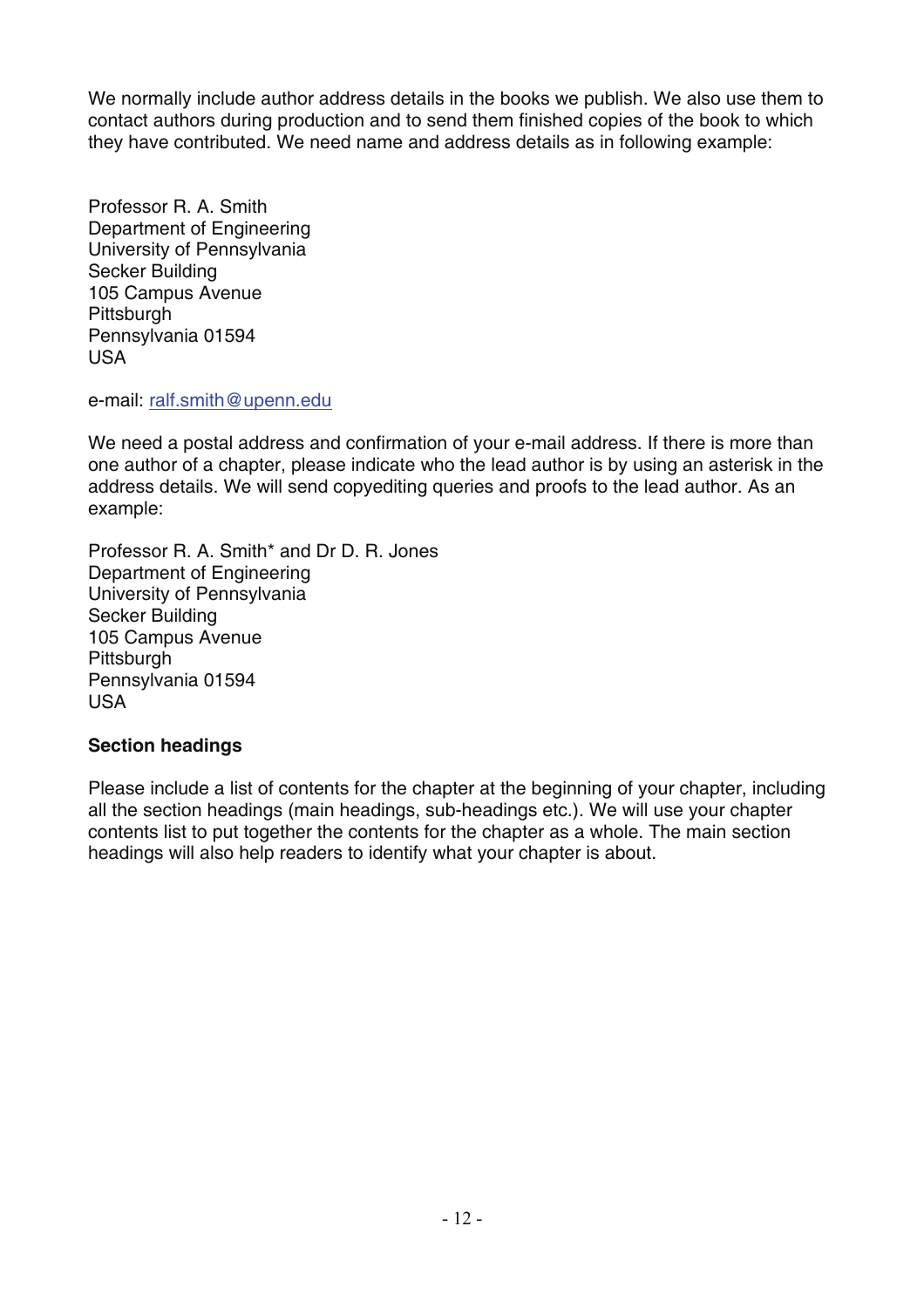We normally include author address details in the books we publish. We also use them to contact authors during production and to send them finished copies of the book to which they have contributed. We need name and address details as in following example:

Professor R. A. Smith
Department of Engineering
University of Pennsylvania
Secker Building
105 Campus Avenue
Pittsburgh
Pennsylvania 01594
USA

e-mail: ralf.smith@upenn.edu

We need a postal address and confirmation of your e-mail address. If there is more than one author of a chapter, please indicate who the lead author is by using an asterisk in the address details. We will send copyediting queries and proofs to the lead author. As an example:

Professor R. A. Smith* and Dr D. R. Jones
Department of Engineering
University of Pennsylvania
Secker Building
105 Campus Avenue
Pittsburgh
Pennsylvania 01594
USA

**Section headings**

Please include a list of contents for the chapter at the beginning of your chapter, including all the section headings (main headings, sub-headings etc.). We will use your chapter contents list to put together the contents for the chapter as a whole. The main section headings will also help readers to identify what your chapter is about.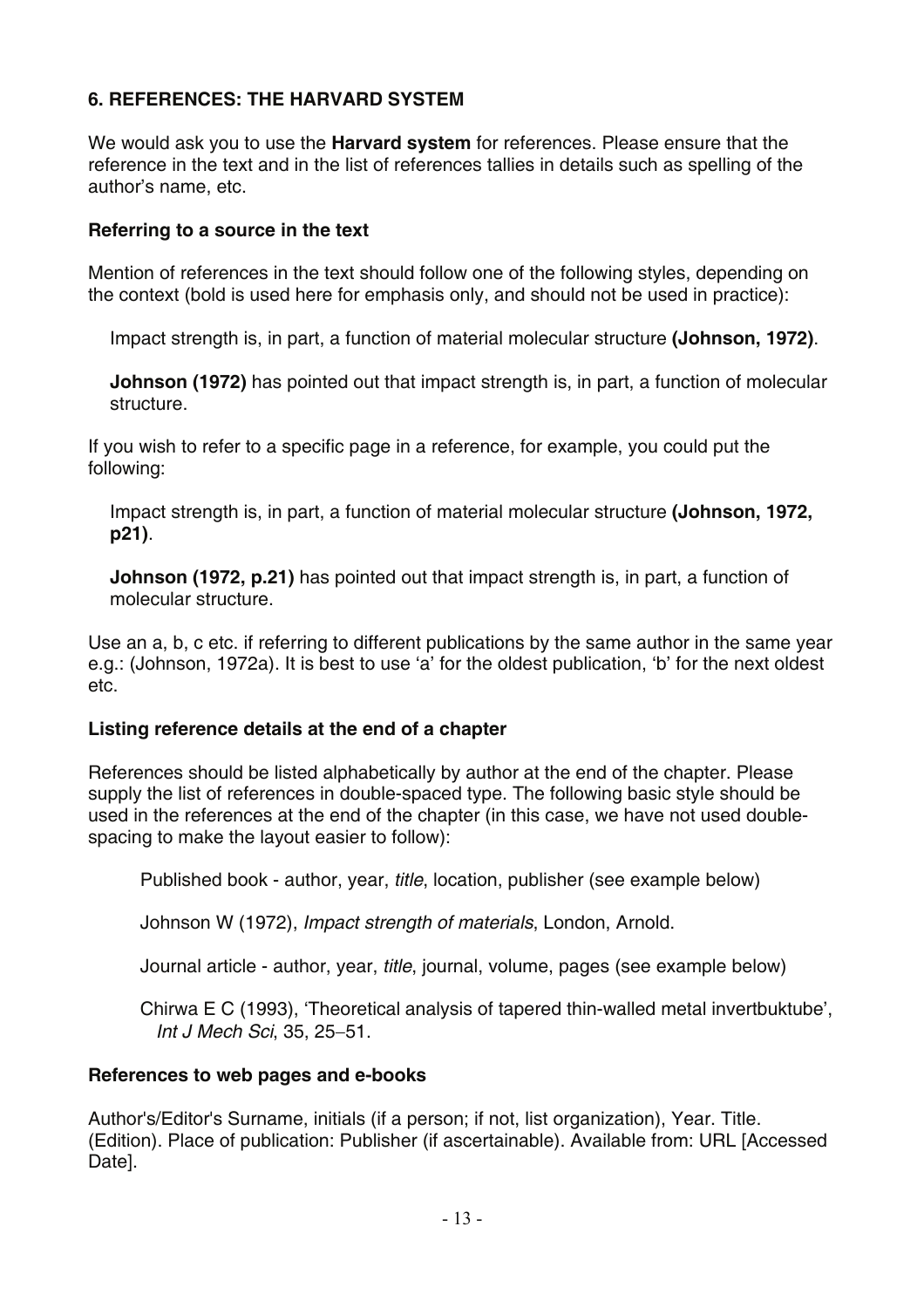## 6. REFERENCES: THE HARVARD SYSTEM

We would ask you to use the **Harvard system** for references. Please ensure that the reference in the text and in the list of references tallies in details such as spelling of the author's name, etc.

### Referring to a source in the text

Mention of references in the text should follow one of the following styles, depending on the context (bold is used here for emphasis only, and should not be used in practice):

> Impact strength is, in part, a function of material molecular structure **(Johnson, 1972)**.
>
> **Johnson (1972)** has pointed out that impact strength is, in part, a function of molecular structure.

If you wish to refer to a specific page in a reference, for example, you could put the following:

> Impact strength is, in part, a function of material molecular structure **(Johnson, 1972, p21)**.
>
> **Johnson (1972, p.21)** has pointed out that impact strength is, in part, a function of molecular structure.

Use an a, b, c etc. if referring to different publications by the same author in the same year e.g.: (Johnson, 1972a). It is best to use 'a' for the oldest publication, 'b' for the next oldest etc.

### Listing reference details at the end of a chapter

References should be listed alphabetically by author at the end of the chapter. Please supply the list of references in double-spaced type. The following basic style should be used in the references at the end of the chapter (in this case, we have not used double-spacing to make the layout easier to follow):

> Published book - author, year, *title*, location, publisher (see example below)
>
> Johnson W (1972), *Impact strength of materials*, London, Arnold.
>
> Journal article - author, year, *title*, journal, volume, pages (see example below)
>
> Chirwa E C (1993), 'Theoretical analysis of tapered thin-walled metal invertbuktube', *Int J Mech Sci*, 35, 25–51.

### References to web pages and e-books

Author's/Editor's Surname, initials (if a person; if not, list organization), Year. Title. (Edition). Place of publication: Publisher (if ascertainable). Available from: URL [Accessed Date].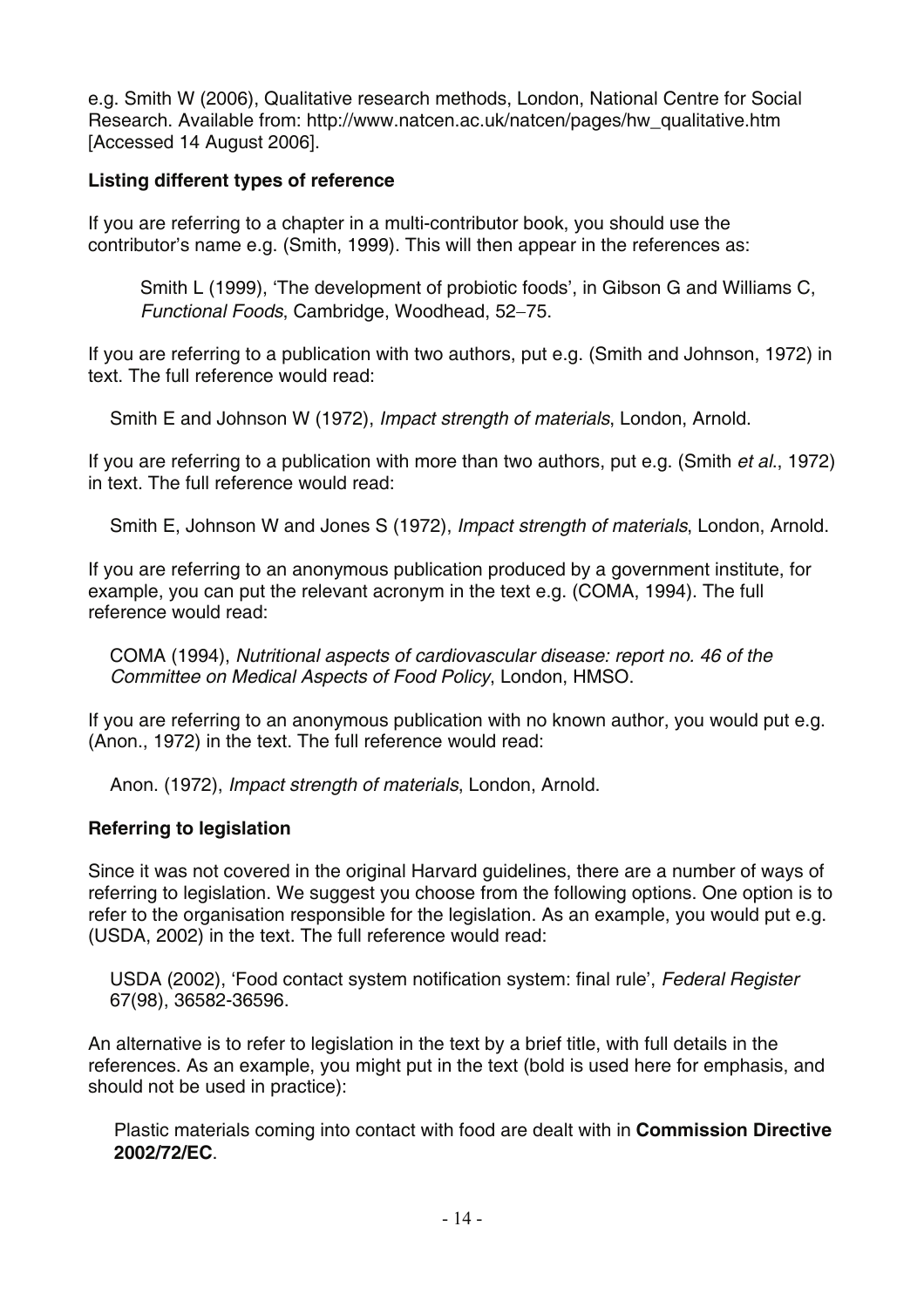e.g. Smith W (2006), Qualitative research methods, London, National Centre for Social Research. Available from: http://www.natcen.ac.uk/natcen/pages/hw_qualitative.htm [Accessed 14 August 2006].

**Listing different types of reference**

If you are referring to a chapter in a multi-contributor book, you should use the contributor's name e.g. (Smith, 1999). This will then appear in the references as:

> Smith L (1999), 'The development of probiotic foods', in Gibson G and Williams C, *Functional Foods*, Cambridge, Woodhead, 52–75.

If you are referring to a publication with two authors, put e.g. (Smith and Johnson, 1972) in text. The full reference would read:

> Smith E and Johnson W (1972), *Impact strength of materials*, London, Arnold.

If you are referring to a publication with more than two authors, put e.g. (Smith *et al*., 1972) in text. The full reference would read:

> Smith E, Johnson W and Jones S (1972), *Impact strength of materials*, London, Arnold.

If you are referring to an anonymous publication produced by a government institute, for example, you can put the relevant acronym in the text e.g. (COMA, 1994). The full reference would read:

> COMA (1994), *Nutritional aspects of cardiovascular disease: report no. 46 of the Committee on Medical Aspects of Food Policy*, London, HMSO.

If you are referring to an anonymous publication with no known author, you would put e.g. (Anon., 1972) in the text. The full reference would read:

> Anon. (1972), *Impact strength of materials*, London, Arnold.

**Referring to legislation**

Since it was not covered in the original Harvard guidelines, there are a number of ways of referring to legislation. We suggest you choose from the following options. One option is to refer to the organisation responsible for the legislation. As an example, you would put e.g. (USDA, 2002) in the text. The full reference would read:

> USDA (2002), 'Food contact system notification system: final rule', *Federal Register* 67(98), 36582-36596.

An alternative is to refer to legislation in the text by a brief title, with full details in the references. As an example, you might put in the text (bold is used here for emphasis, and should not be used in practice):

> Plastic materials coming into contact with food are dealt with in **Commission Directive 2002/72/EC**.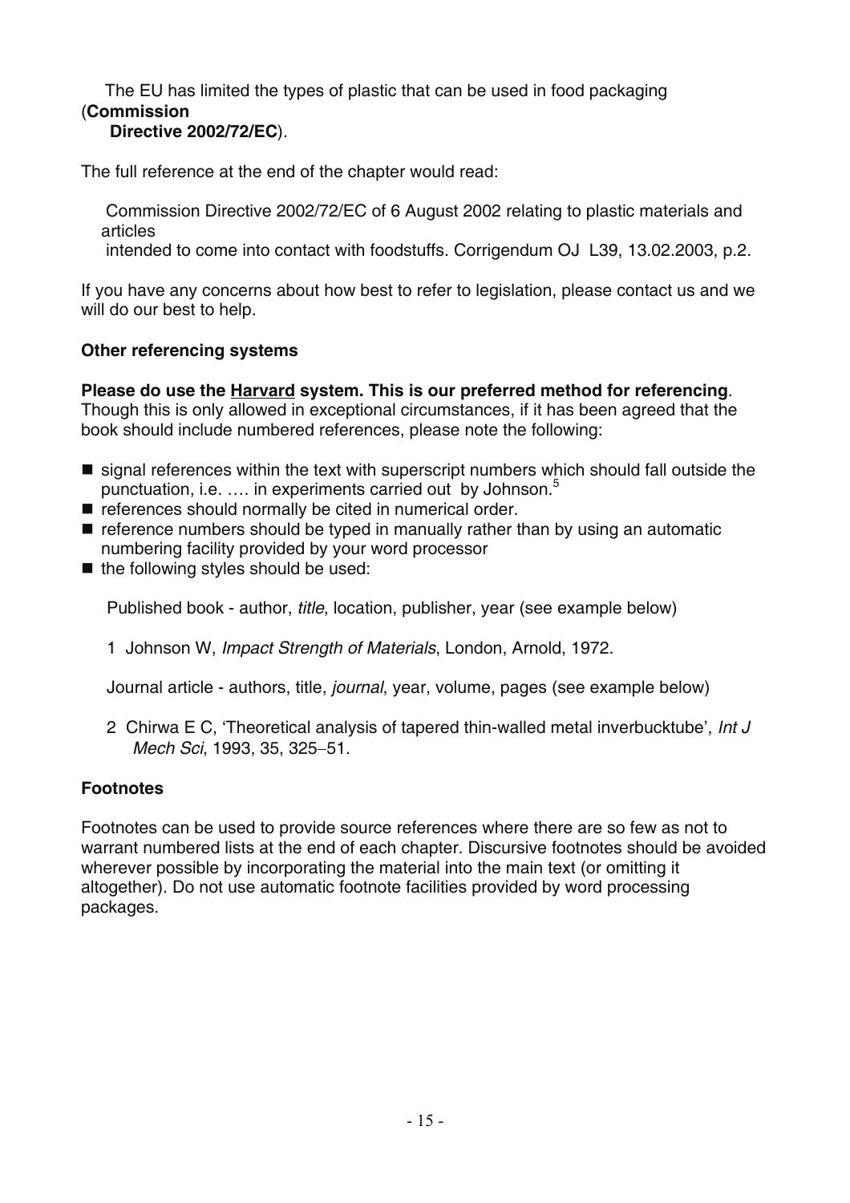The EU has limited the types of plastic that can be used in food packaging (**Commission Directive 2002/72/EC**).

The full reference at the end of the chapter would read:

Commission Directive 2002/72/EC of 6 August 2002 relating to plastic materials and articles intended to come into contact with foodstuffs. Corrigendum OJ L39, 13.02.2003, p.2.

If you have any concerns about how best to refer to legislation, please contact us and we will do our best to help.

**Other referencing systems**

**Please do use the <u>Harvard</u> system. This is our preferred method for referencing**. Though this is only allowed in exceptional circumstances, if it has been agreed that the book should include numbered references, please note the following:

- signal references within the text with superscript numbers which should fall outside the punctuation, i.e. …. in experiments carried out by Johnson.[5]
- references should normally be cited in numerical order.
- reference numbers should be typed in manually rather than by using an automatic numbering facility provided by your word processor
- the following styles should be used:

Published book - author, *title*, location, publisher, year (see example below)

1 Johnson W, *Impact Strength of Materials*, London, Arnold, 1972.

Journal article - authors, title, *journal*, year, volume, pages (see example below)

2 Chirwa E C, 'Theoretical analysis of tapered thin-walled metal inverbucktube', *Int J Mech Sci*, 1993, 35, 325–51.

**Footnotes**

Footnotes can be used to provide source references where there are so few as not to warrant numbered lists at the end of each chapter. Discursive footnotes should be avoided wherever possible by incorporating the material into the main text (or omitting it altogether). Do not use automatic footnote facilities provided by word processing packages.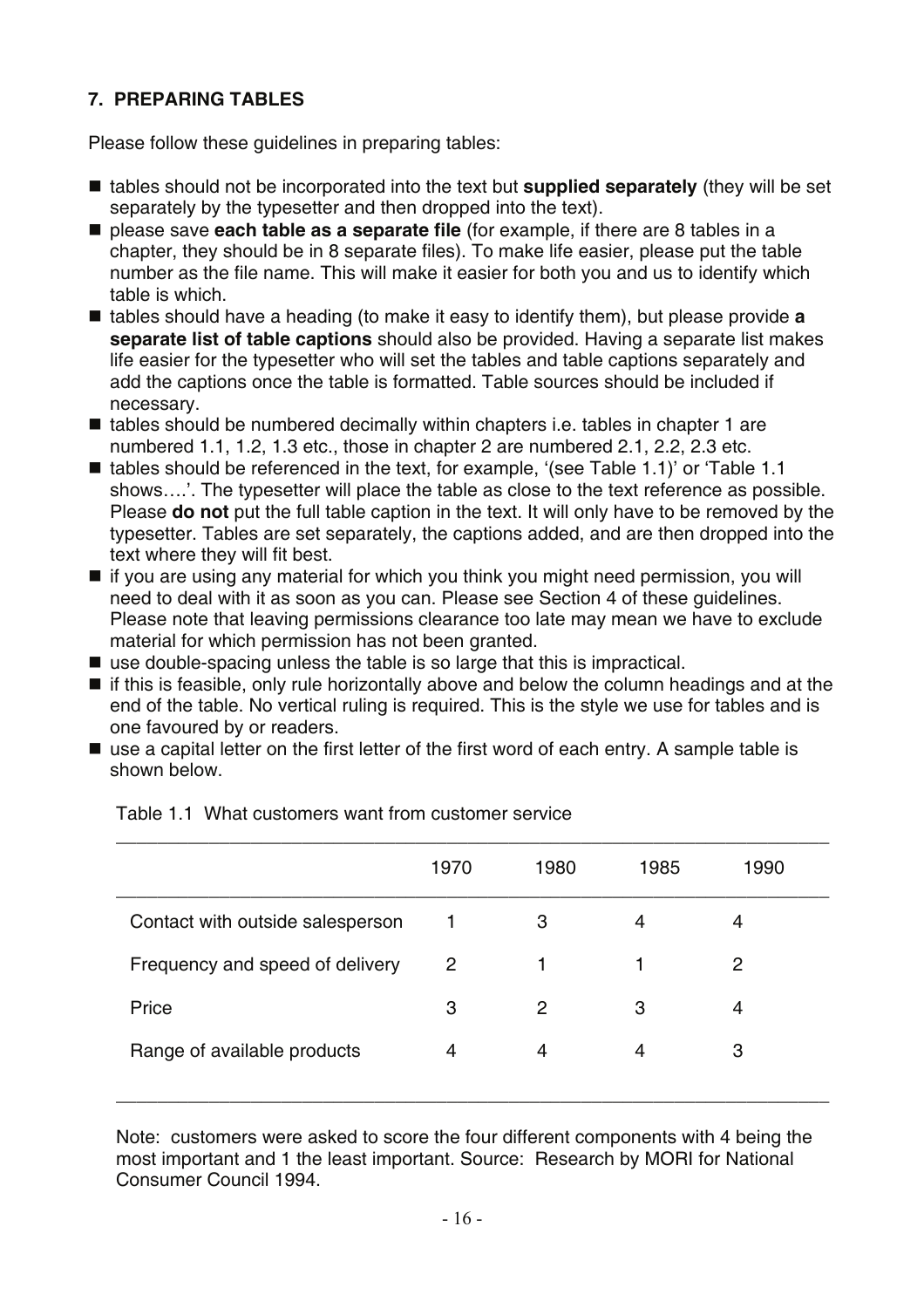## 7. PREPARING TABLES

Please follow these guidelines in preparing tables:

- tables should not be incorporated into the text but **supplied separately** (they will be set separately by the typesetter and then dropped into the text).
- please save **each table as a separate file** (for example, if there are 8 tables in a chapter, they should be in 8 separate files). To make life easier, please put the table number as the file name. This will make it easier for both you and us to identify which table is which.
- tables should have a heading (to make it easy to identify them), but please provide **a separate list of table captions** should also be provided. Having a separate list makes life easier for the typesetter who will set the tables and table captions separately and add the captions once the table is formatted. Table sources should be included if necessary.
- tables should be numbered decimally within chapters i.e. tables in chapter 1 are numbered 1.1, 1.2, 1.3 etc., those in chapter 2 are numbered 2.1, 2.2, 2.3 etc.
- tables should be referenced in the text, for example, '(see Table 1.1)' or 'Table 1.1 shows….'. The typesetter will place the table as close to the text reference as possible. Please **do not** put the full table caption in the text. It will only have to be removed by the typesetter. Tables are set separately, the captions added, and are then dropped into the text where they will fit best.
- if you are using any material for which you think you might need permission, you will need to deal with it as soon as you can. Please see Section 4 of these guidelines. Please note that leaving permissions clearance too late may mean we have to exclude material for which permission has not been granted.
- use double-spacing unless the table is so large that this is impractical.
- if this is feasible, only rule horizontally above and below the column headings and at the end of the table. No vertical ruling is required. This is the style we use for tables and is one favoured by or readers.
- use a capital letter on the first letter of the first word of each entry. A sample table is shown below.

Table 1.1 What customers want from customer service

| | 1970 | 1980 | 1985 | 1990 |
|---|---|---|---|---|
| Contact with outside salesperson | 1 | 3 | 4 | 4 |
| Frequency and speed of delivery | 2 | 1 | 1 | 2 |
| Price | 3 | 2 | 3 | 4 |
| Range of available products | 4 | 4 | 4 | 3 |

Note: customers were asked to score the four different components with 4 being the most important and 1 the least important. Source: Research by MORI for National Consumer Council 1994.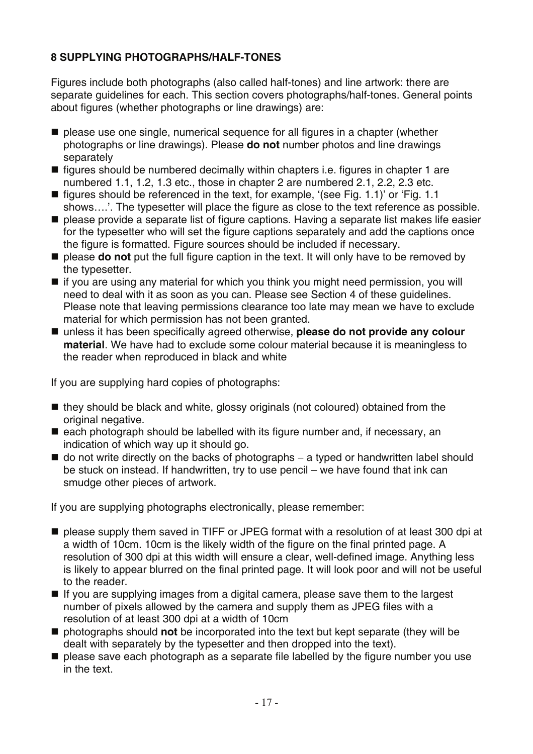## 8 SUPPLYING PHOTOGRAPHS/HALF-TONES

Figures include both photographs (also called half-tones) and line artwork: there are separate guidelines for each. This section covers photographs/half-tones. General points about figures (whether photographs or line drawings) are:

- please use one single, numerical sequence for all figures in a chapter (whether photographs or line drawings). Please **do not** number photos and line drawings separately
- figures should be numbered decimally within chapters i.e. figures in chapter 1 are numbered 1.1, 1.2, 1.3 etc., those in chapter 2 are numbered 2.1, 2.2, 2.3 etc.
- figures should be referenced in the text, for example, '(see Fig. 1.1)' or 'Fig. 1.1 shows….'. The typesetter will place the figure as close to the text reference as possible.
- please provide a separate list of figure captions. Having a separate list makes life easier for the typesetter who will set the figure captions separately and add the captions once the figure is formatted. Figure sources should be included if necessary.
- please **do not** put the full figure caption in the text. It will only have to be removed by the typesetter.
- if you are using any material for which you think you might need permission, you will need to deal with it as soon as you can. Please see Section 4 of these guidelines. Please note that leaving permissions clearance too late may mean we have to exclude material for which permission has not been granted.
- unless it has been specifically agreed otherwise, **please do not provide any colour material**. We have had to exclude some colour material because it is meaningless to the reader when reproduced in black and white

If you are supplying hard copies of photographs:

- they should be black and white, glossy originals (not coloured) obtained from the original negative.
- each photograph should be labelled with its figure number and, if necessary, an indication of which way up it should go.
- do not write directly on the backs of photographs – a typed or handwritten label should be stuck on instead. If handwritten, try to use pencil – we have found that ink can smudge other pieces of artwork.

If you are supplying photographs electronically, please remember:

- please supply them saved in TIFF or JPEG format with a resolution of at least 300 dpi at a width of 10cm. 10cm is the likely width of the figure on the final printed page. A resolution of 300 dpi at this width will ensure a clear, well-defined image. Anything less is likely to appear blurred on the final printed page. It will look poor and will not be useful to the reader.
- If you are supplying images from a digital camera, please save them to the largest number of pixels allowed by the camera and supply them as JPEG files with a resolution of at least 300 dpi at a width of 10cm
- photographs should **not** be incorporated into the text but kept separate (they will be dealt with separately by the typesetter and then dropped into the text).
- please save each photograph as a separate file labelled by the figure number you use in the text.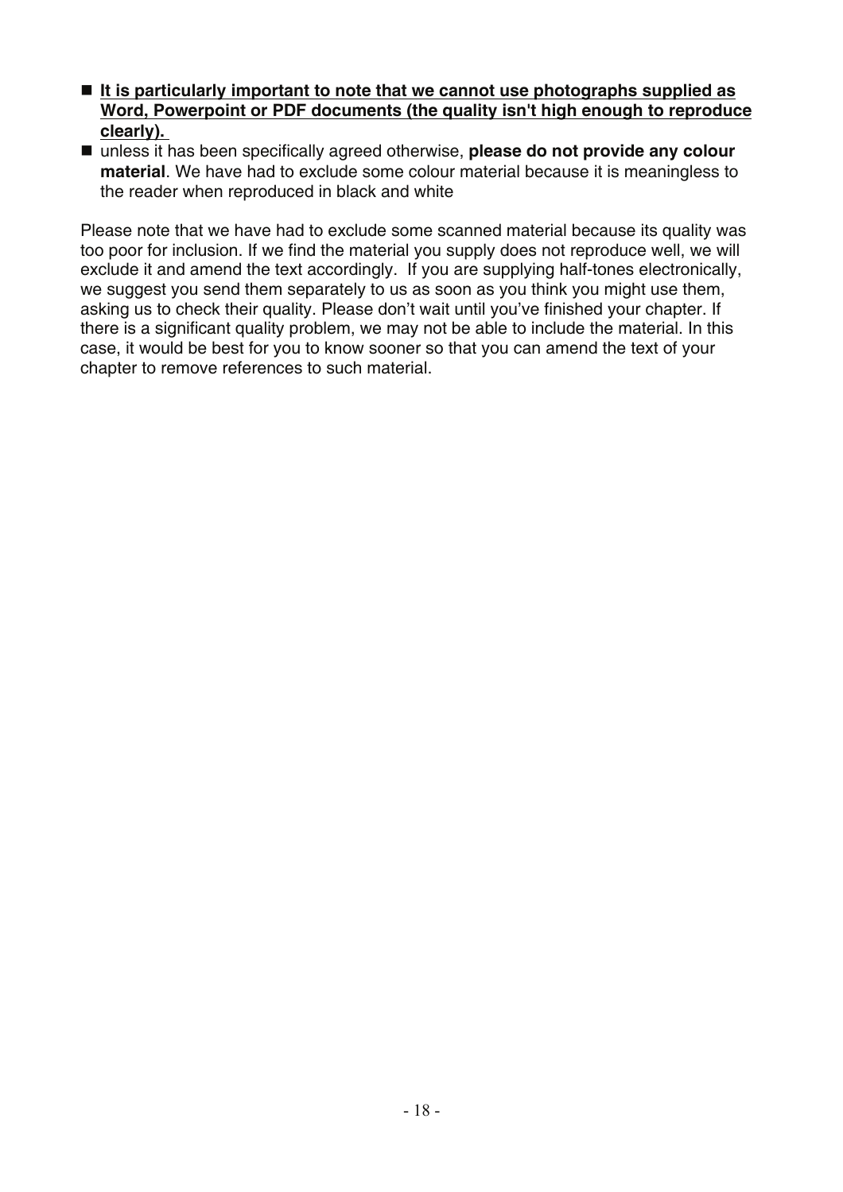- **<u>It is particularly important to note that we cannot use photographs supplied as Word, Powerpoint or PDF documents (the quality isn't high enough to reproduce clearly).</u>**
- unless it has been specifically agreed otherwise, **please do not provide any colour material**. We have had to exclude some colour material because it is meaningless to the reader when reproduced in black and white

Please note that we have had to exclude some scanned material because its quality was too poor for inclusion. If we find the material you supply does not reproduce well, we will exclude it and amend the text accordingly. If you are supplying half-tones electronically, we suggest you send them separately to us as soon as you think you might use them, asking us to check their quality. Please don't wait until you've finished your chapter. If there is a significant quality problem, we may not be able to include the material. In this case, it would be best for you to know sooner so that you can amend the text of your chapter to remove references to such material.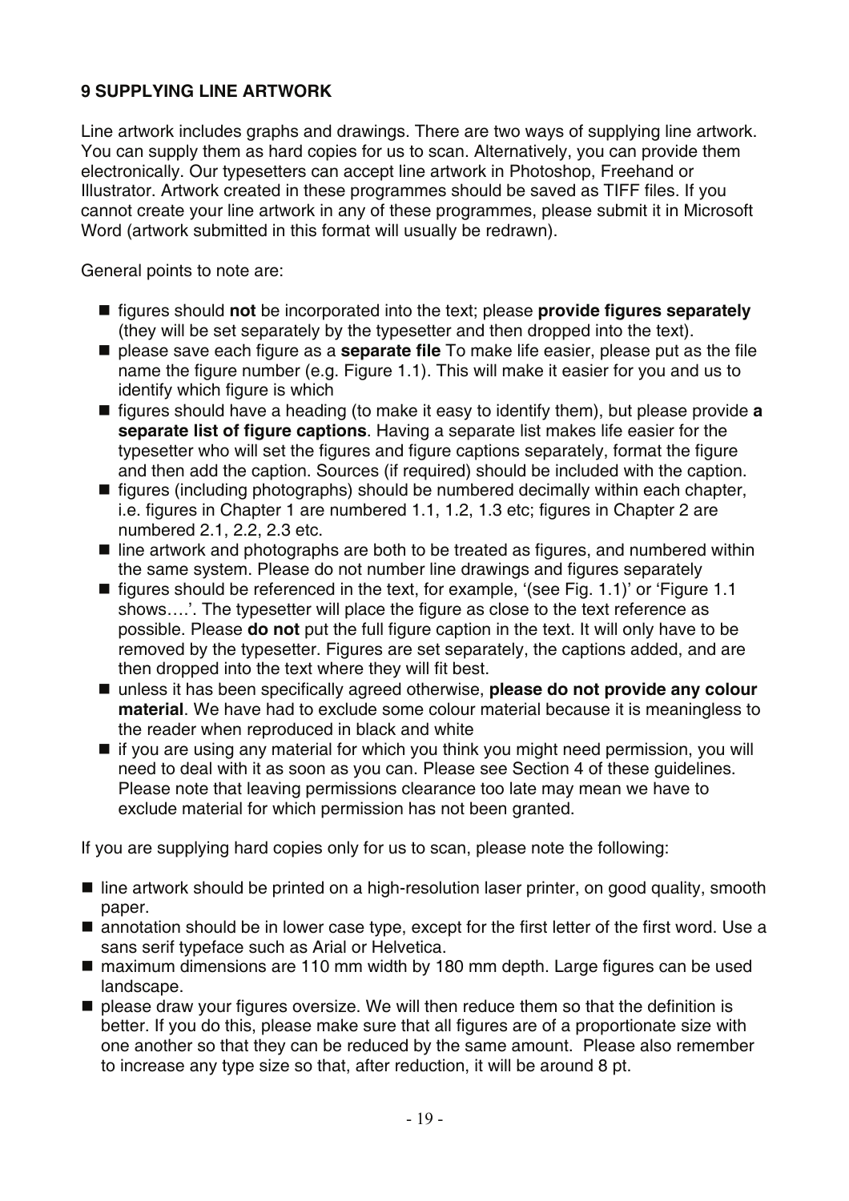## 9 SUPPLYING LINE ARTWORK

Line artwork includes graphs and drawings. There are two ways of supplying line artwork. You can supply them as hard copies for us to scan. Alternatively, you can provide them electronically. Our typesetters can accept line artwork in Photoshop, Freehand or Illustrator. Artwork created in these programmes should be saved as TIFF files. If you cannot create your line artwork in any of these programmes, please submit it in Microsoft Word (artwork submitted in this format will usually be redrawn).

General points to note are:

- figures should **not** be incorporated into the text; please **provide figures separately** (they will be set separately by the typesetter and then dropped into the text).
- please save each figure as a **separate file** To make life easier, please put as the file name the figure number (e.g. Figure 1.1). This will make it easier for you and us to identify which figure is which
- figures should have a heading (to make it easy to identify them), but please provide **a separate list of figure captions**. Having a separate list makes life easier for the typesetter who will set the figures and figure captions separately, format the figure and then add the caption. Sources (if required) should be included with the caption.
- figures (including photographs) should be numbered decimally within each chapter, i.e. figures in Chapter 1 are numbered 1.1, 1.2, 1.3 etc; figures in Chapter 2 are numbered 2.1, 2.2, 2.3 etc.
- line artwork and photographs are both to be treated as figures, and numbered within the same system. Please do not number line drawings and figures separately
- figures should be referenced in the text, for example, '(see Fig. 1.1)' or 'Figure 1.1 shows….'. The typesetter will place the figure as close to the text reference as possible. Please **do not** put the full figure caption in the text. It will only have to be removed by the typesetter. Figures are set separately, the captions added, and are then dropped into the text where they will fit best.
- unless it has been specifically agreed otherwise, **please do not provide any colour material**. We have had to exclude some colour material because it is meaningless to the reader when reproduced in black and white
- if you are using any material for which you think you might need permission, you will need to deal with it as soon as you can. Please see Section 4 of these guidelines. Please note that leaving permissions clearance too late may mean we have to exclude material for which permission has not been granted.

If you are supplying hard copies only for us to scan, please note the following:

- line artwork should be printed on a high-resolution laser printer, on good quality, smooth paper.
- annotation should be in lower case type, except for the first letter of the first word. Use a sans serif typeface such as Arial or Helvetica.
- maximum dimensions are 110 mm width by 180 mm depth. Large figures can be used landscape.
- please draw your figures oversize. We will then reduce them so that the definition is better. If you do this, please make sure that all figures are of a proportionate size with one another so that they can be reduced by the same amount. Please also remember to increase any type size so that, after reduction, it will be around 8 pt.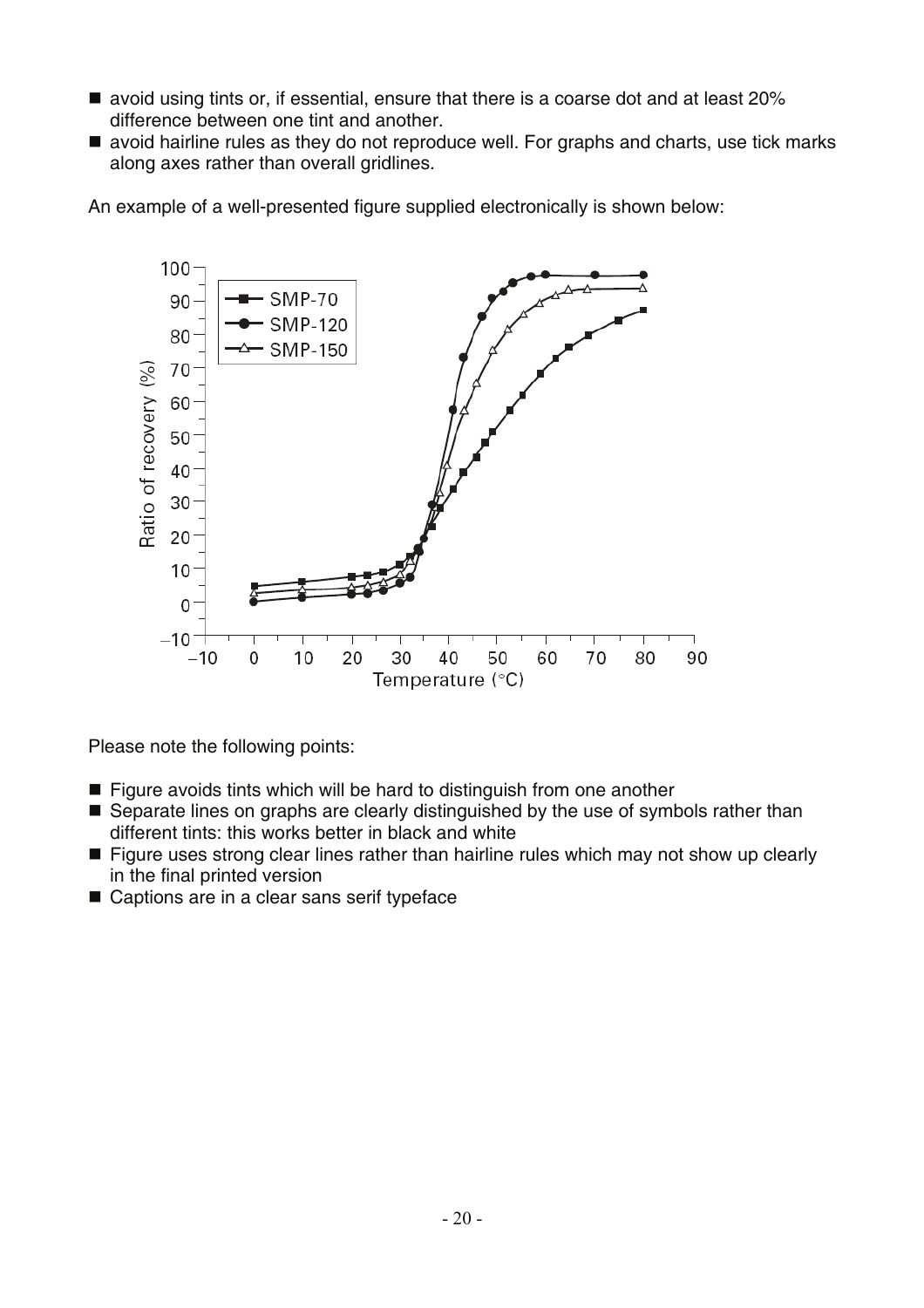- avoid using tints or, if essential, ensure that there is a coarse dot and at least 20% difference between one tint and another.
- avoid hairline rules as they do not reproduce well. For graphs and charts, use tick marks along axes rather than overall gridlines.

An example of a well-presented figure supplied electronically is shown below:

Please note the following points:

- Figure avoids tints which will be hard to distinguish from one another
- Separate lines on graphs are clearly distinguished by the use of symbols rather than different tints: this works better in black and white
- Figure uses strong clear lines rather than hairline rules which may not show up clearly in the final printed version
- Captions are in a clear sans serif typeface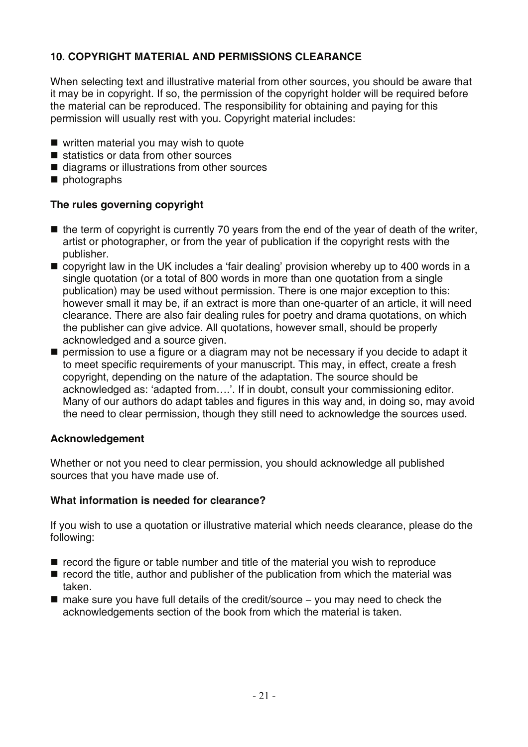## 10. COPYRIGHT MATERIAL AND PERMISSIONS CLEARANCE

When selecting text and illustrative material from other sources, you should be aware that it may be in copyright. If so, the permission of the copyright holder will be required before the material can be reproduced. The responsibility for obtaining and paying for this permission will usually rest with you. Copyright material includes:

- written material you may wish to quote
- statistics or data from other sources
- diagrams or illustrations from other sources
- photographs

### The rules governing copyright

- the term of copyright is currently 70 years from the end of the year of death of the writer, artist or photographer, or from the year of publication if the copyright rests with the publisher.
- copyright law in the UK includes a 'fair dealing' provision whereby up to 400 words in a single quotation (or a total of 800 words in more than one quotation from a single publication) may be used without permission. There is one major exception to this: however small it may be, if an extract is more than one-quarter of an article, it will need clearance. There are also fair dealing rules for poetry and drama quotations, on which the publisher can give advice. All quotations, however small, should be properly acknowledged and a source given.
- permission to use a figure or a diagram may not be necessary if you decide to adapt it to meet specific requirements of your manuscript. This may, in effect, create a fresh copyright, depending on the nature of the adaptation. The source should be acknowledged as: 'adapted from….'. If in doubt, consult your commissioning editor. Many of our authors do adapt tables and figures in this way and, in doing so, may avoid the need to clear permission, though they still need to acknowledge the sources used.

### Acknowledgement

Whether or not you need to clear permission, you should acknowledge all published sources that you have made use of.

### What information is needed for clearance?

If you wish to use a quotation or illustrative material which needs clearance, please do the following:

- record the figure or table number and title of the material you wish to reproduce
- record the title, author and publisher of the publication from which the material was taken.
- make sure you have full details of the credit/source – you may need to check the acknowledgements section of the book from which the material is taken.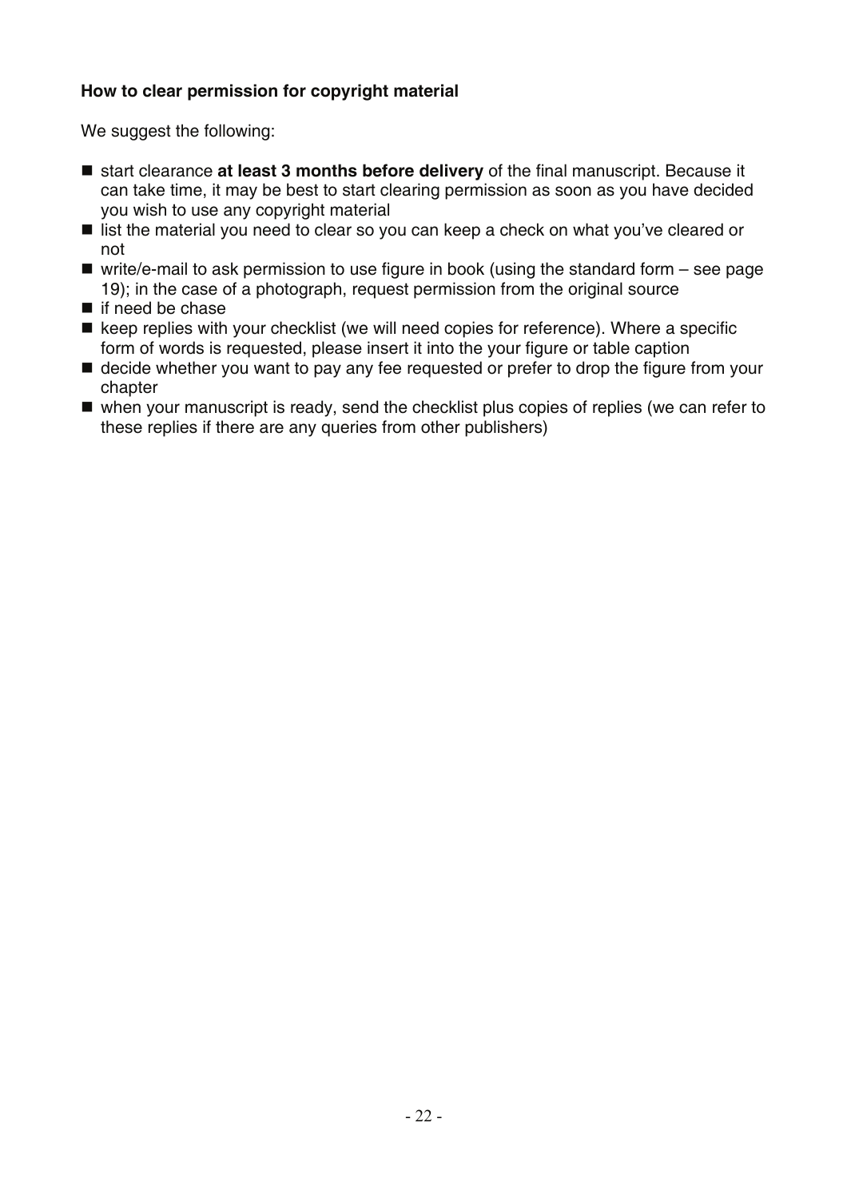**How to clear permission for copyright material**

We suggest the following:

- start clearance **at least 3 months before delivery** of the final manuscript. Because it can take time, it may be best to start clearing permission as soon as you have decided you wish to use any copyright material
- list the material you need to clear so you can keep a check on what you've cleared or not
- write/e-mail to ask permission to use figure in book (using the standard form – see page 19); in the case of a photograph, request permission from the original source
- if need be chase
- keep replies with your checklist (we will need copies for reference). Where a specific form of words is requested, please insert it into the your figure or table caption
- decide whether you want to pay any fee requested or prefer to drop the figure from your chapter
- when your manuscript is ready, send the checklist plus copies of replies (we can refer to these replies if there are any queries from other publishers)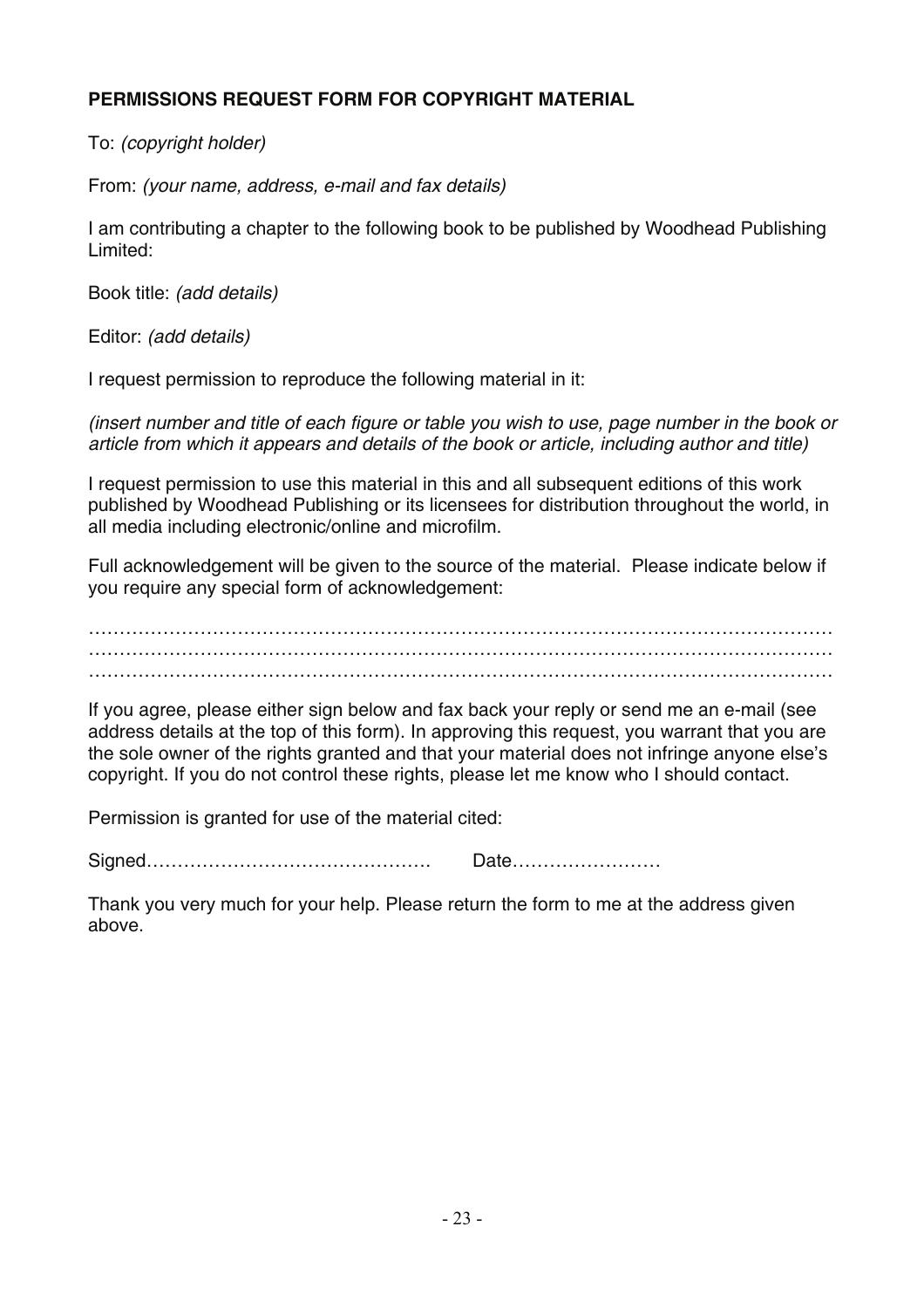**PERMISSIONS REQUEST FORM FOR COPYRIGHT MATERIAL**

To: *(copyright holder)*

From: *(your name, address, e-mail and fax details)*

I am contributing a chapter to the following book to be published by Woodhead Publishing Limited:

Book title: *(add details)*

Editor: *(add details)*

I request permission to reproduce the following material in it:

*(insert number and title of each figure or table you wish to use, page number in the book or article from which it appears and details of the book or article, including author and title)*

I request permission to use this material in this and all subsequent editions of this work published by Woodhead Publishing or its licensees for distribution throughout the world, in all media including electronic/online and microfilm.

Full acknowledgement will be given to the source of the material. Please indicate below if you require any special form of acknowledgement:

……………………………………………………………………………………………………………
……………………………………………………………………………………………………………
……………………………………………………………………………………………………………

If you agree, please either sign below and fax back your reply or send me an e-mail (see address details at the top of this form). In approving this request, you warrant that you are the sole owner of the rights granted and that your material does not infringe anyone else's copyright. If you do not control these rights, please let me know who I should contact.

Permission is granted for use of the material cited:

Signed………………………………………. Date……………………

Thank you very much for your help. Please return the form to me at the address given above.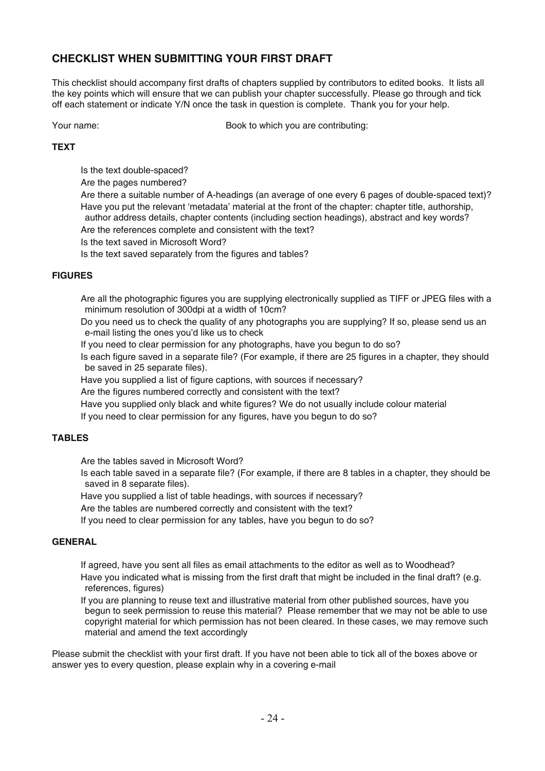## CHECKLIST WHEN SUBMITTING YOUR FIRST DRAFT

This checklist should accompany first drafts of chapters supplied by contributors to edited books. It lists all the key points which will ensure that we can publish your chapter successfully. Please go through and tick off each statement or indicate Y/N once the task in question is complete. Thank you for your help.

Your name: Book to which you are contributing:

### TEXT

- Is the text double-spaced?
- Are the pages numbered?
- Are there a suitable number of A-headings (an average of one every 6 pages of double-spaced text)?
- Have you put the relevant 'metadata' material at the front of the chapter: chapter title, authorship, author address details, chapter contents (including section headings), abstract and key words?
- Are the references complete and consistent with the text?
- Is the text saved in Microsoft Word?
- Is the text saved separately from the figures and tables?

### FIGURES

- Are all the photographic figures you are supplying electronically supplied as TIFF or JPEG files with a minimum resolution of 300dpi at a width of 10cm?
- Do you need us to check the quality of any photographs you are supplying? If so, please send us an e-mail listing the ones you'd like us to check
- If you need to clear permission for any photographs, have you begun to do so?
- Is each figure saved in a separate file? (For example, if there are 25 figures in a chapter, they should be saved in 25 separate files).
- Have you supplied a list of figure captions, with sources if necessary?
- Are the figures numbered correctly and consistent with the text?
- Have you supplied only black and white figures? We do not usually include colour material
- If you need to clear permission for any figures, have you begun to do so?

### TABLES

- Are the tables saved in Microsoft Word?
- Is each table saved in a separate file? (For example, if there are 8 tables in a chapter, they should be saved in 8 separate files).
- Have you supplied a list of table headings, with sources if necessary?
- Are the tables are numbered correctly and consistent with the text?
- If you need to clear permission for any tables, have you begun to do so?

### GENERAL

- If agreed, have you sent all files as email attachments to the editor as well as to Woodhead?
- Have you indicated what is missing from the first draft that might be included in the final draft? (e.g. references, figures)
- If you are planning to reuse text and illustrative material from other published sources, have you begun to seek permission to reuse this material? Please remember that we may not be able to use copyright material for which permission has not been cleared. In these cases, we may remove such material and amend the text accordingly

Please submit the checklist with your first draft. If you have not been able to tick all of the boxes above or answer yes to every question, please explain why in a covering e-mail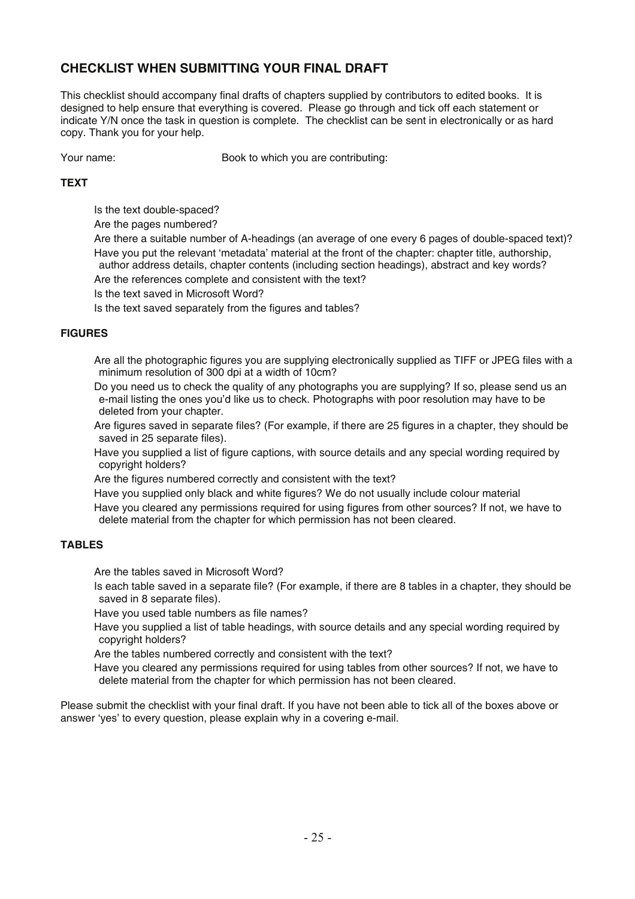## CHECKLIST WHEN SUBMITTING YOUR FINAL DRAFT

This checklist should accompany final drafts of chapters supplied by contributors to edited books. It is designed to help ensure that everything is covered. Please go through and tick off each statement or indicate Y/N once the task in question is complete. The checklist can be sent in electronically or as hard copy. Thank you for your help.

Your name: Book to which you are contributing:

**TEXT**

- Is the text double-spaced?
- Are the pages numbered?
- Are there a suitable number of A-headings (an average of one every 6 pages of double-spaced text)?
- Have you put the relevant 'metadata' material at the front of the chapter: chapter title, authorship, author address details, chapter contents (including section headings), abstract and key words?
- Are the references complete and consistent with the text?
- Is the text saved in Microsoft Word?
- Is the text saved separately from the figures and tables?

**FIGURES**

- Are all the photographic figures you are supplying electronically supplied as TIFF or JPEG files with a minimum resolution of 300 dpi at a width of 10cm?
- Do you need us to check the quality of any photographs you are supplying? If so, please send us an e-mail listing the ones you'd like us to check. Photographs with poor resolution may have to be deleted from your chapter.
- Are figures saved in separate files? (For example, if there are 25 figures in a chapter, they should be saved in 25 separate files).
- Have you supplied a list of figure captions, with source details and any special wording required by copyright holders?
- Are the figures numbered correctly and consistent with the text?
- Have you supplied only black and white figures? We do not usually include colour material
- Have you cleared any permissions required for using figures from other sources? If not, we have to delete material from the chapter for which permission has not been cleared.

**TABLES**

- Are the tables saved in Microsoft Word?
- Is each table saved in a separate file? (For example, if there are 8 tables in a chapter, they should be saved in 8 separate files).
- Have you used table numbers as file names?
- Have you supplied a list of table headings, with source details and any special wording required by copyright holders?
- Are the tables numbered correctly and consistent with the text?
- Have you cleared any permissions required for using tables from other sources? If not, we have to delete material from the chapter for which permission has not been cleared.

Please submit the checklist with your final draft. If you have not been able to tick all of the boxes above or answer 'yes' to every question, please explain why in a covering e-mail.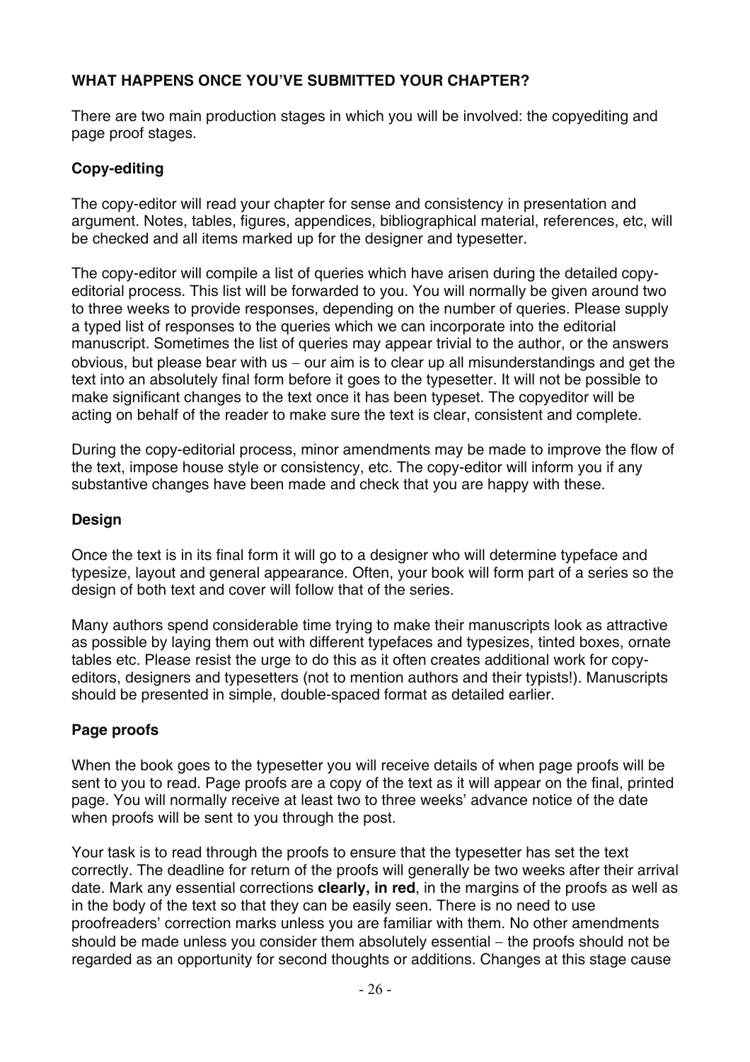## WHAT HAPPENS ONCE YOU'VE SUBMITTED YOUR CHAPTER?

There are two main production stages in which you will be involved: the copyediting and page proof stages.

### Copy-editing

The copy-editor will read your chapter for sense and consistency in presentation and argument. Notes, tables, figures, appendices, bibliographical material, references, etc, will be checked and all items marked up for the designer and typesetter.

The copy-editor will compile a list of queries which have arisen during the detailed copy-editorial process. This list will be forwarded to you. You will normally be given around two to three weeks to provide responses, depending on the number of queries. Please supply a typed list of responses to the queries which we can incorporate into the editorial manuscript. Sometimes the list of queries may appear trivial to the author, or the answers obvious, but please bear with us – our aim is to clear up all misunderstandings and get the text into an absolutely final form before it goes to the typesetter. It will not be possible to make significant changes to the text once it has been typeset. The copyeditor will be acting on behalf of the reader to make sure the text is clear, consistent and complete.

During the copy-editorial process, minor amendments may be made to improve the flow of the text, impose house style or consistency, etc. The copy-editor will inform you if any substantive changes have been made and check that you are happy with these.

### Design

Once the text is in its final form it will go to a designer who will determine typeface and typesize, layout and general appearance. Often, your book will form part of a series so the design of both text and cover will follow that of the series.

Many authors spend considerable time trying to make their manuscripts look as attractive as possible by laying them out with different typefaces and typesizes, tinted boxes, ornate tables etc. Please resist the urge to do this as it often creates additional work for copy-editors, designers and typesetters (not to mention authors and their typists!). Manuscripts should be presented in simple, double-spaced format as detailed earlier.

### Page proofs

When the book goes to the typesetter you will receive details of when page proofs will be sent to you to read. Page proofs are a copy of the text as it will appear on the final, printed page. You will normally receive at least two to three weeks' advance notice of the date when proofs will be sent to you through the post.

Your task is to read through the proofs to ensure that the typesetter has set the text correctly. The deadline for return of the proofs will generally be two weeks after their arrival date. Mark any essential corrections **clearly, in red**, in the margins of the proofs as well as in the body of the text so that they can be easily seen. There is no need to use proofreaders' correction marks unless you are familiar with them. No other amendments should be made unless you consider them absolutely essential – the proofs should not be regarded as an opportunity for second thoughts or additions. Changes at this stage cause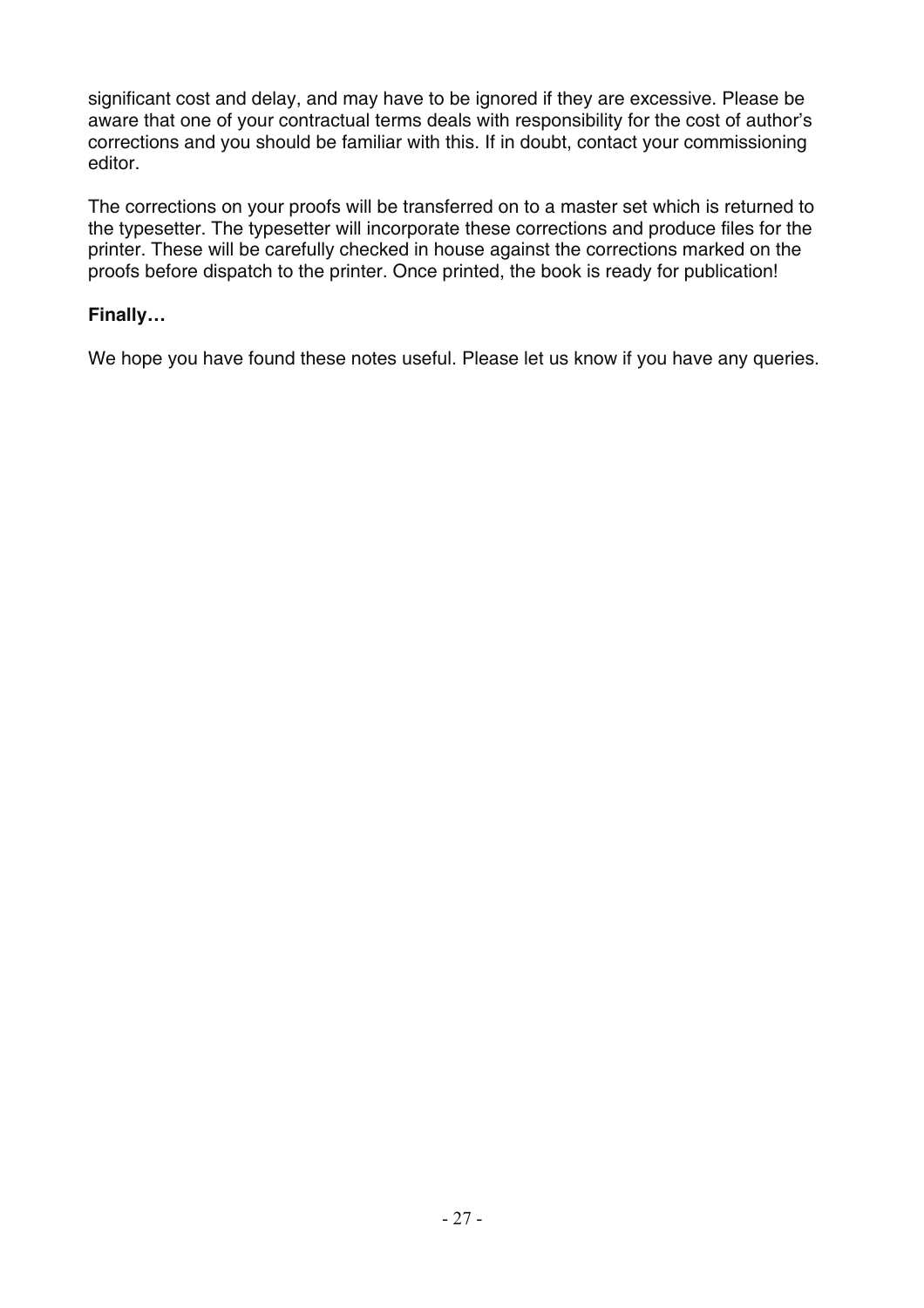significant cost and delay, and may have to be ignored if they are excessive. Please be aware that one of your contractual terms deals with responsibility for the cost of author's corrections and you should be familiar with this. If in doubt, contact your commissioning editor.

The corrections on your proofs will be transferred on to a master set which is returned to the typesetter. The typesetter will incorporate these corrections and produce files for the printer. These will be carefully checked in house against the corrections marked on the proofs before dispatch to the printer. Once printed, the book is ready for publication!

**Finally…**

We hope you have found these notes useful. Please let us know if you have any queries.